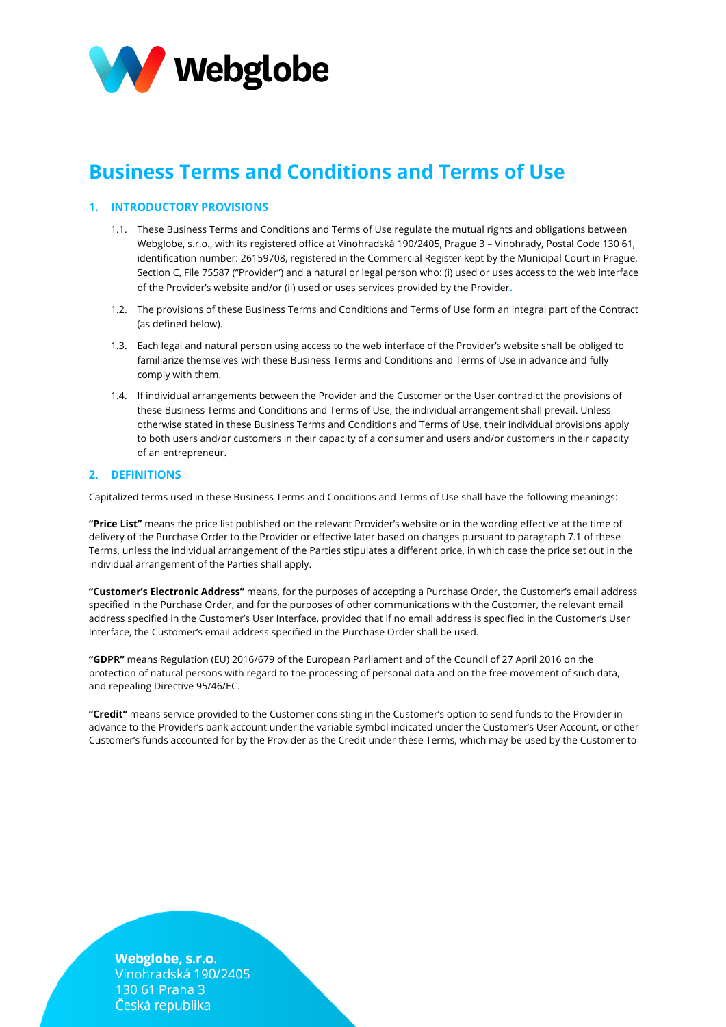# Business Terms and Conditions and Terms of Use

## 1. INTRODUCTORY PROVISIONS

1.1. These Business Terms and Conditions and Terms of Use regulate the mutual rights and obligations between Webglobe, s.r.o., with its registered office at Vinohradská 190/2405, Prague 3 – Vinohrady, Postal Code 130 61, identification number: 26159708, registered in the Commercial Register kept by the Municipal Court in Prague, Section C, File 75587 ("Provider") and a natural or legal person who: (i) used or uses access to the web interface of the Provider's website and/or (ii) used or uses services provided by the Provider.

1.2. The provisions of these Business Terms and Conditions and Terms of Use form an integral part of the Contract (as defined below).

1.3. Each legal and natural person using access to the web interface of the Provider's website shall be obliged to familiarize themselves with these Business Terms and Conditions and Terms of Use in advance and fully comply with them.

1.4. If individual arrangements between the Provider and the Customer or the User contradict the provisions of these Business Terms and Conditions and Terms of Use, the individual arrangement shall prevail. Unless otherwise stated in these Business Terms and Conditions and Terms of Use, their individual provisions apply to both users and/or customers in their capacity of a consumer and users and/or customers in their capacity of an entrepreneur.

## 2. DEFINITIONS

Capitalized terms used in these Business Terms and Conditions and Terms of Use shall have the following meanings:

**"Price List"** means the price list published on the relevant Provider's website or in the wording effective at the time of delivery of the Purchase Order to the Provider or effective later based on changes pursuant to paragraph 7.1 of these Terms, unless the individual arrangement of the Parties stipulates a different price, in which case the price set out in the individual arrangement of the Parties shall apply.

**"Customer's Electronic Address"** means, for the purposes of accepting a Purchase Order, the Customer's email address specified in the Purchase Order, and for the purposes of other communications with the Customer, the relevant email address specified in the Customer's User Interface, provided that if no email address is specified in the Customer's User Interface, the Customer's email address specified in the Purchase Order shall be used.

**"GDPR"** means Regulation (EU) 2016/679 of the European Parliament and of the Council of 27 April 2016 on the protection of natural persons with regard to the processing of personal data and on the free movement of such data, and repealing Directive 95/46/EC.

**"Credit"** means service provided to the Customer consisting in the Customer's option to send funds to the Provider in advance to the Provider's bank account under the variable symbol indicated under the Customer's User Account, or other Customer's funds accounted for by the Provider as the Credit under these Terms, which may be used by the Customer to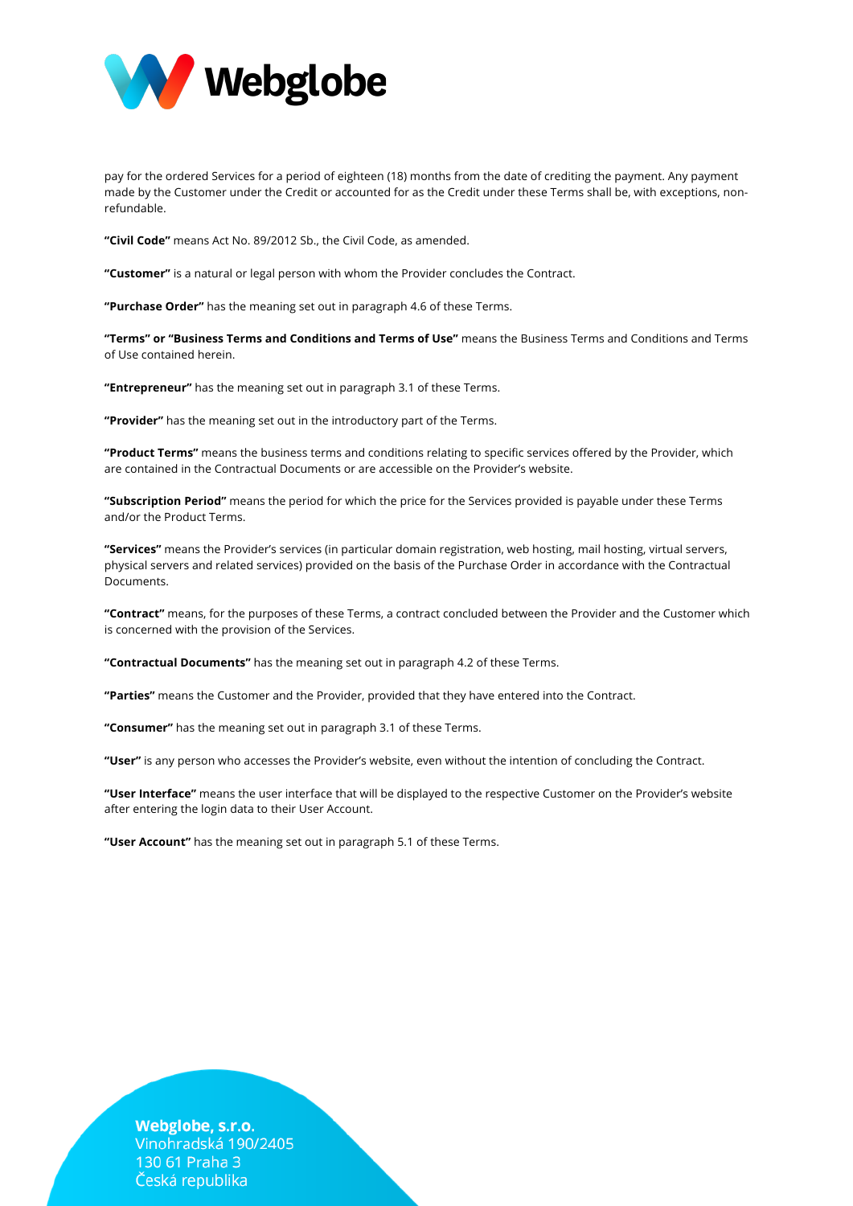pay for the ordered Services for a period of eighteen (18) months from the date of crediting the payment. Any payment made by the Customer under the Credit or accounted for as the Credit under these Terms shall be, with exceptions, non-refundable.

**"Civil Code"** means Act No. 89/2012 Sb., the Civil Code, as amended.

**"Customer"** is a natural or legal person with whom the Provider concludes the Contract.

**"Purchase Order"** has the meaning set out in paragraph 4.6 of these Terms.

**"Terms" or "Business Terms and Conditions and Terms of Use"** means the Business Terms and Conditions and Terms of Use contained herein.

**"Entrepreneur"** has the meaning set out in paragraph 3.1 of these Terms.

**"Provider"** has the meaning set out in the introductory part of the Terms.

**"Product Terms"** means the business terms and conditions relating to specific services offered by the Provider, which are contained in the Contractual Documents or are accessible on the Provider's website.

**"Subscription Period"** means the period for which the price for the Services provided is payable under these Terms and/or the Product Terms.

**"Services"** means the Provider's services (in particular domain registration, web hosting, mail hosting, virtual servers, physical servers and related services) provided on the basis of the Purchase Order in accordance with the Contractual Documents.

**"Contract"** means, for the purposes of these Terms, a contract concluded between the Provider and the Customer which is concerned with the provision of the Services.

**"Contractual Documents"** has the meaning set out in paragraph 4.2 of these Terms.

**"Parties"** means the Customer and the Provider, provided that they have entered into the Contract.

**"Consumer"** has the meaning set out in paragraph 3.1 of these Terms.

**"User"** is any person who accesses the Provider's website, even without the intention of concluding the Contract.

**"User Interface"** means the user interface that will be displayed to the respective Customer on the Provider's website after entering the login data to their User Account.

**"User Account"** has the meaning set out in paragraph 5.1 of these Terms.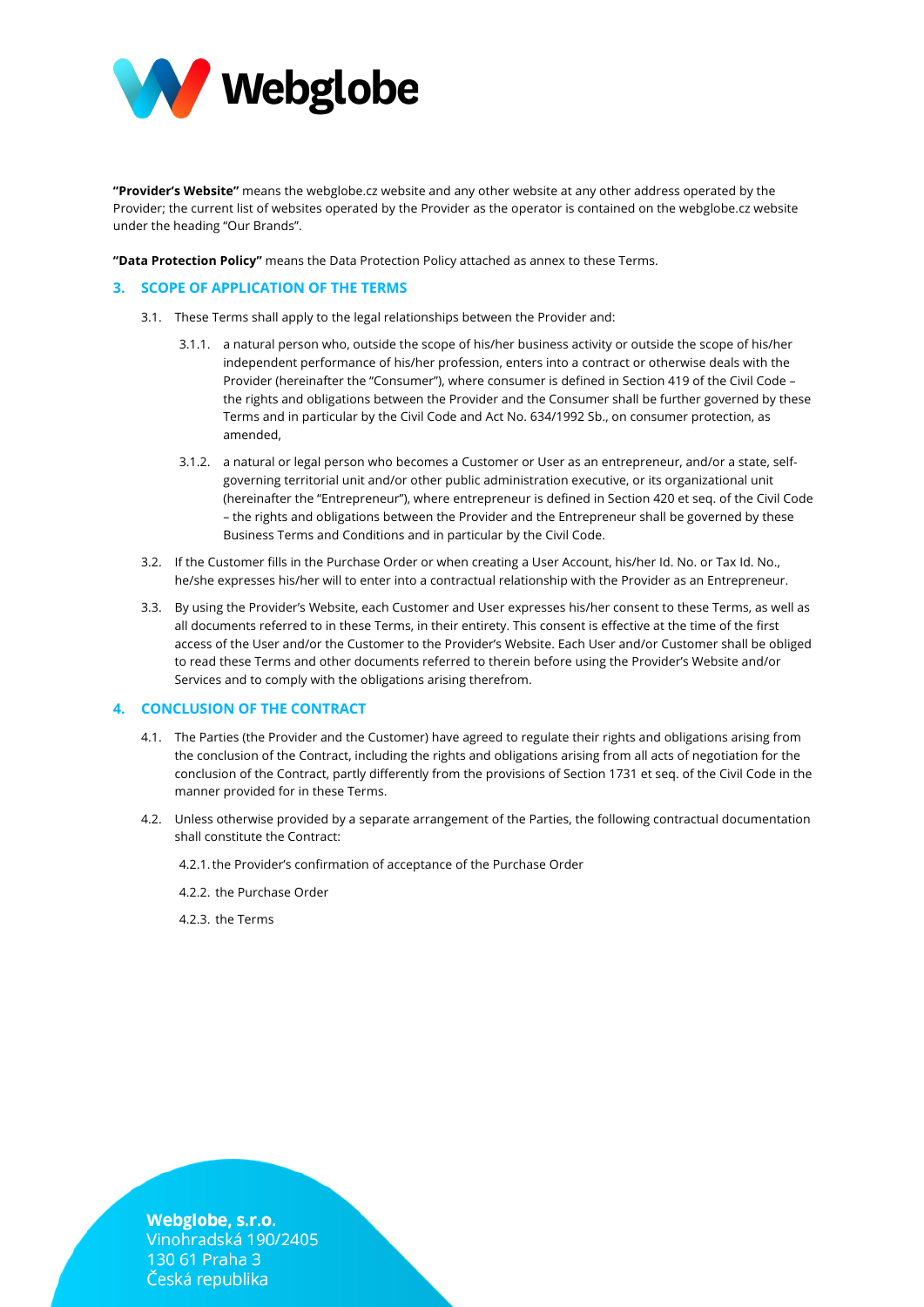**"Provider's Website"** means the webglobe.cz website and any other website at any other address operated by the Provider; the current list of websites operated by the Provider as the operator is contained on the webglobe.cz website under the heading "Our Brands".

**"Data Protection Policy"** means the Data Protection Policy attached as annex to these Terms.

## 3. SCOPE OF APPLICATION OF THE TERMS

3.1. These Terms shall apply to the legal relationships between the Provider and:

3.1.1. a natural person who, outside the scope of his/her business activity or outside the scope of his/her independent performance of his/her profession, enters into a contract or otherwise deals with the Provider (hereinafter the "Consumer"), where consumer is defined in Section 419 of the Civil Code – the rights and obligations between the Provider and the Consumer shall be further governed by these Terms and in particular by the Civil Code and Act No. 634/1992 Sb., on consumer protection, as amended,

3.1.2. a natural or legal person who becomes a Customer or User as an entrepreneur, and/or a state, self-governing territorial unit and/or other public administration executive, or its organizational unit (hereinafter the "Entrepreneur"), where entrepreneur is defined in Section 420 et seq. of the Civil Code – the rights and obligations between the Provider and the Entrepreneur shall be governed by these Business Terms and Conditions and in particular by the Civil Code.

3.2. If the Customer fills in the Purchase Order or when creating a User Account, his/her Id. No. or Tax Id. No., he/she expresses his/her will to enter into a contractual relationship with the Provider as an Entrepreneur.

3.3. By using the Provider's Website, each Customer and User expresses his/her consent to these Terms, as well as all documents referred to in these Terms, in their entirety. This consent is effective at the time of the first access of the User and/or the Customer to the Provider's Website. Each User and/or Customer shall be obliged to read these Terms and other documents referred to therein before using the Provider's Website and/or Services and to comply with the obligations arising therefrom.

## 4. CONCLUSION OF THE CONTRACT

4.1. The Parties (the Provider and the Customer) have agreed to regulate their rights and obligations arising from the conclusion of the Contract, including the rights and obligations arising from all acts of negotiation for the conclusion of the Contract, partly differently from the provisions of Section 1731 et seq. of the Civil Code in the manner provided for in these Terms.

4.2. Unless otherwise provided by a separate arrangement of the Parties, the following contractual documentation shall constitute the Contract:

4.2.1. the Provider's confirmation of acceptance of the Purchase Order

4.2.2. the Purchase Order

4.2.3. the Terms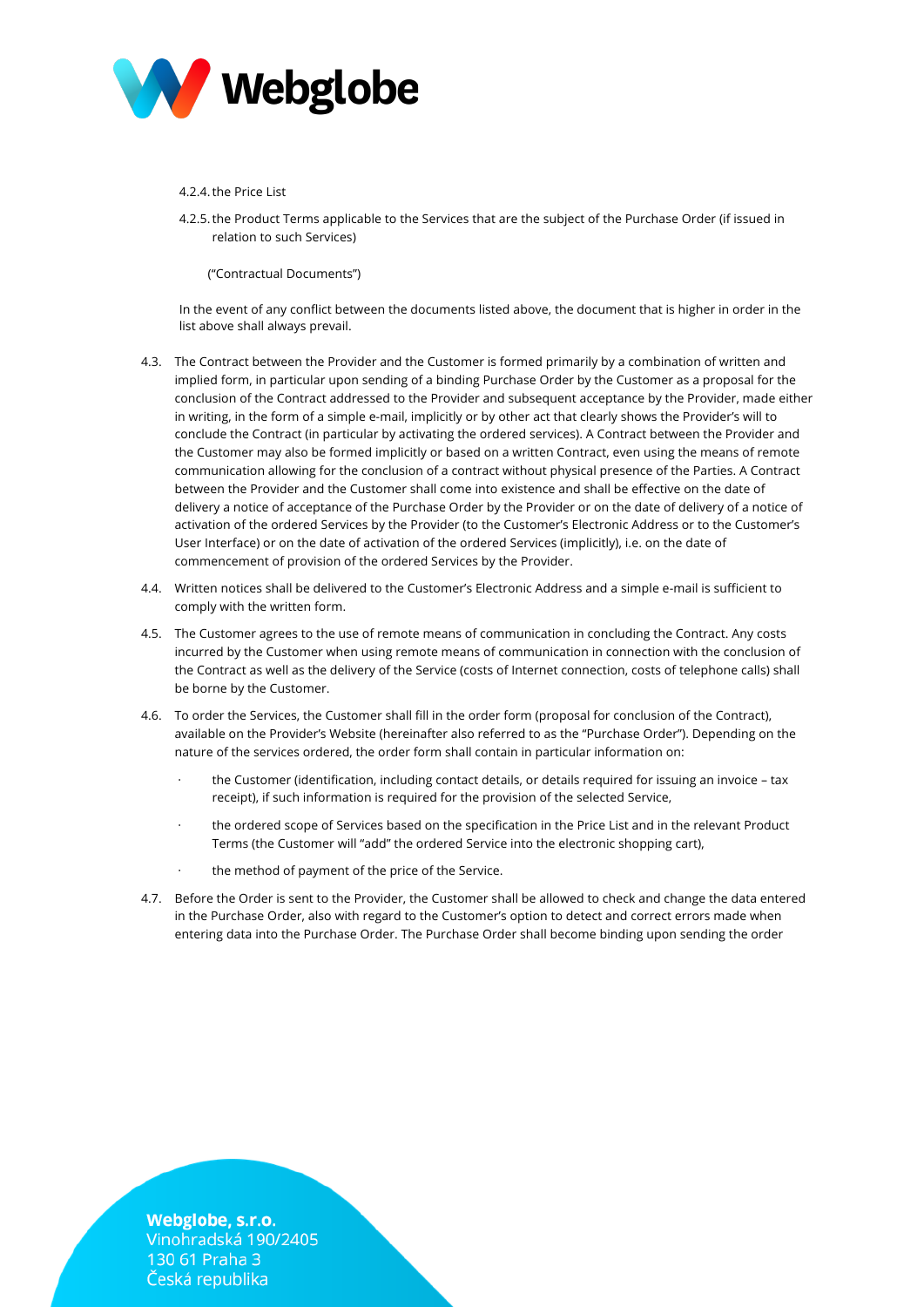4.2.4. the Price List

4.2.5. the Product Terms applicable to the Services that are the subject of the Purchase Order (if issued in relation to such Services)

("Contractual Documents")

In the event of any conflict between the documents listed above, the document that is higher in order in the list above shall always prevail.

4.3. The Contract between the Provider and the Customer is formed primarily by a combination of written and implied form, in particular upon sending of a binding Purchase Order by the Customer as a proposal for the conclusion of the Contract addressed to the Provider and subsequent acceptance by the Provider, made either in writing, in the form of a simple e-mail, implicitly or by other act that clearly shows the Provider's will to conclude the Contract (in particular by activating the ordered services). A Contract between the Provider and the Customer may also be formed implicitly or based on a written Contract, even using the means of remote communication allowing for the conclusion of a contract without physical presence of the Parties. A Contract between the Provider and the Customer shall come into existence and shall be effective on the date of delivery a notice of acceptance of the Purchase Order by the Provider or on the date of delivery of a notice of activation of the ordered Services by the Provider (to the Customer's Electronic Address or to the Customer's User Interface) or on the date of activation of the ordered Services (implicitly), i.e. on the date of commencement of provision of the ordered Services by the Provider.

4.4. Written notices shall be delivered to the Customer's Electronic Address and a simple e-mail is sufficient to comply with the written form.

4.5. The Customer agrees to the use of remote means of communication in concluding the Contract. Any costs incurred by the Customer when using remote means of communication in connection with the conclusion of the Contract as well as the delivery of the Service (costs of Internet connection, costs of telephone calls) shall be borne by the Customer.

4.6. To order the Services, the Customer shall fill in the order form (proposal for conclusion of the Contract), available on the Provider's Website (hereinafter also referred to as the "Purchase Order"). Depending on the nature of the services ordered, the order form shall contain in particular information on:

- the Customer (identification, including contact details, or details required for issuing an invoice – tax receipt), if such information is required for the provision of the selected Service,
- the ordered scope of Services based on the specification in the Price List and in the relevant Product Terms (the Customer will "add" the ordered Service into the electronic shopping cart),
- the method of payment of the price of the Service.

4.7. Before the Order is sent to the Provider, the Customer shall be allowed to check and change the data entered in the Purchase Order, also with regard to the Customer's option to detect and correct errors made when entering data into the Purchase Order. The Purchase Order shall become binding upon sending the order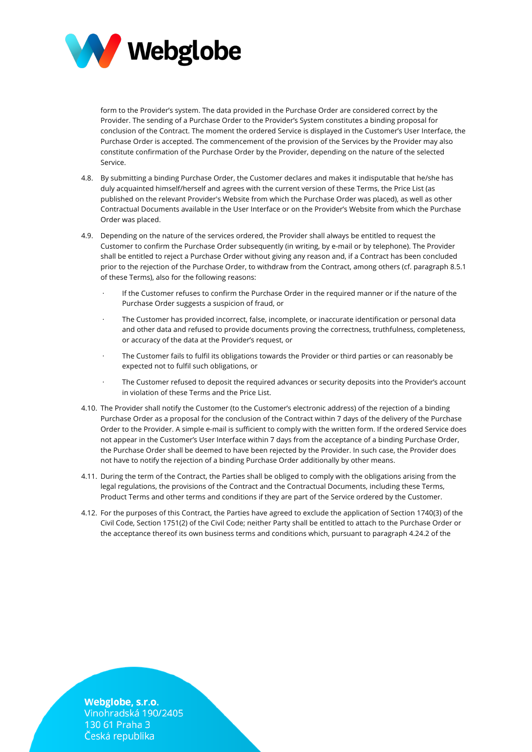form to the Provider's system. The data provided in the Purchase Order are considered correct by the Provider. The sending of a Purchase Order to the Provider's System constitutes a binding proposal for conclusion of the Contract. The moment the ordered Service is displayed in the Customer's User Interface, the Purchase Order is accepted. The commencement of the provision of the Services by the Provider may also constitute confirmation of the Purchase Order by the Provider, depending on the nature of the selected Service.

4.8. By submitting a binding Purchase Order, the Customer declares and makes it indisputable that he/she has duly acquainted himself/herself and agrees with the current version of these Terms, the Price List (as published on the relevant Provider's Website from which the Purchase Order was placed), as well as other Contractual Documents available in the User Interface or on the Provider's Website from which the Purchase Order was placed.

4.9. Depending on the nature of the services ordered, the Provider shall always be entitled to request the Customer to confirm the Purchase Order subsequently (in writing, by e-mail or by telephone). The Provider shall be entitled to reject a Purchase Order without giving any reason and, if a Contract has been concluded prior to the rejection of the Purchase Order, to withdraw from the Contract, among others (cf. paragraph 8.5.1 of these Terms), also for the following reasons:

- If the Customer refuses to confirm the Purchase Order in the required manner or if the nature of the Purchase Order suggests a suspicion of fraud, or
- The Customer has provided incorrect, false, incomplete, or inaccurate identification or personal data and other data and refused to provide documents proving the correctness, truthfulness, completeness, or accuracy of the data at the Provider's request, or
- The Customer fails to fulfil its obligations towards the Provider or third parties or can reasonably be expected not to fulfil such obligations, or
- The Customer refused to deposit the required advances or security deposits into the Provider's account in violation of these Terms and the Price List.

4.10. The Provider shall notify the Customer (to the Customer's electronic address) of the rejection of a binding Purchase Order as a proposal for the conclusion of the Contract within 7 days of the delivery of the Purchase Order to the Provider. A simple e-mail is sufficient to comply with the written form. If the ordered Service does not appear in the Customer's User Interface within 7 days from the acceptance of a binding Purchase Order, the Purchase Order shall be deemed to have been rejected by the Provider. In such case, the Provider does not have to notify the rejection of a binding Purchase Order additionally by other means.

4.11. During the term of the Contract, the Parties shall be obliged to comply with the obligations arising from the legal regulations, the provisions of the Contract and the Contractual Documents, including these Terms, Product Terms and other terms and conditions if they are part of the Service ordered by the Customer.

4.12. For the purposes of this Contract, the Parties have agreed to exclude the application of Section 1740(3) of the Civil Code, Section 1751(2) of the Civil Code; neither Party shall be entitled to attach to the Purchase Order or the acceptance thereof its own business terms and conditions which, pursuant to paragraph 4.24.2 of the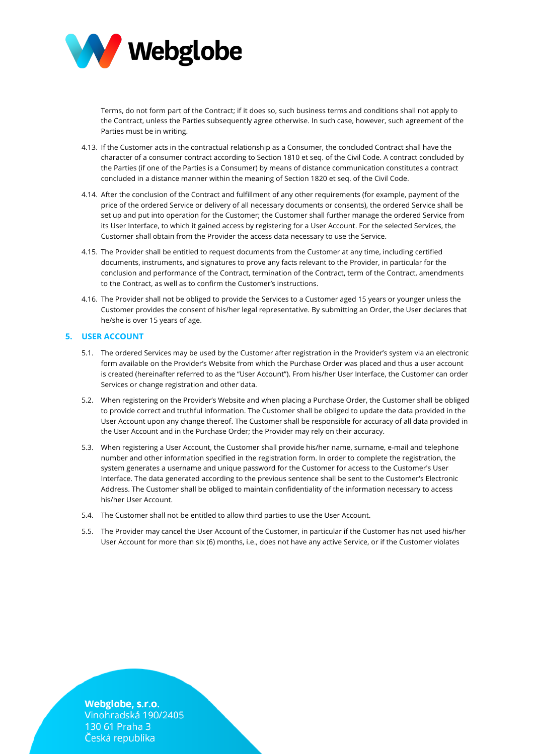Terms, do not form part of the Contract; if it does so, such business terms and conditions shall not apply to the Contract, unless the Parties subsequently agree otherwise. In such case, however, such agreement of the Parties must be in writing.

4.13. If the Customer acts in the contractual relationship as a Consumer, the concluded Contract shall have the character of a consumer contract according to Section 1810 et seq. of the Civil Code. A contract concluded by the Parties (if one of the Parties is a Consumer) by means of distance communication constitutes a contract concluded in a distance manner within the meaning of Section 1820 et seq. of the Civil Code.

4.14. After the conclusion of the Contract and fulfillment of any other requirements (for example, payment of the price of the ordered Service or delivery of all necessary documents or consents), the ordered Service shall be set up and put into operation for the Customer; the Customer shall further manage the ordered Service from its User Interface, to which it gained access by registering for a User Account. For the selected Services, the Customer shall obtain from the Provider the access data necessary to use the Service.

4.15. The Provider shall be entitled to request documents from the Customer at any time, including certified documents, instruments, and signatures to prove any facts relevant to the Provider, in particular for the conclusion and performance of the Contract, termination of the Contract, term of the Contract, amendments to the Contract, as well as to confirm the Customer's instructions.

4.16. The Provider shall not be obliged to provide the Services to a Customer aged 15 years or younger unless the Customer provides the consent of his/her legal representative. By submitting an Order, the User declares that he/she is over 15 years of age.

## 5. USER ACCOUNT

5.1. The ordered Services may be used by the Customer after registration in the Provider's system via an electronic form available on the Provider's Website from which the Purchase Order was placed and thus a user account is created (hereinafter referred to as the "User Account"). From his/her User Interface, the Customer can order Services or change registration and other data.

5.2. When registering on the Provider's Website and when placing a Purchase Order, the Customer shall be obliged to provide correct and truthful information. The Customer shall be obliged to update the data provided in the User Account upon any change thereof. The Customer shall be responsible for accuracy of all data provided in the User Account and in the Purchase Order; the Provider may rely on their accuracy.

5.3. When registering a User Account, the Customer shall provide his/her name, surname, e-mail and telephone number and other information specified in the registration form. In order to complete the registration, the system generates a username and unique password for the Customer for access to the Customer's User Interface. The data generated according to the previous sentence shall be sent to the Customer's Electronic Address. The Customer shall be obliged to maintain confidentiality of the information necessary to access his/her User Account.

5.4. The Customer shall not be entitled to allow third parties to use the User Account.

5.5. The Provider may cancel the User Account of the Customer, in particular if the Customer has not used his/her User Account for more than six (6) months, i.e., does not have any active Service, or if the Customer violates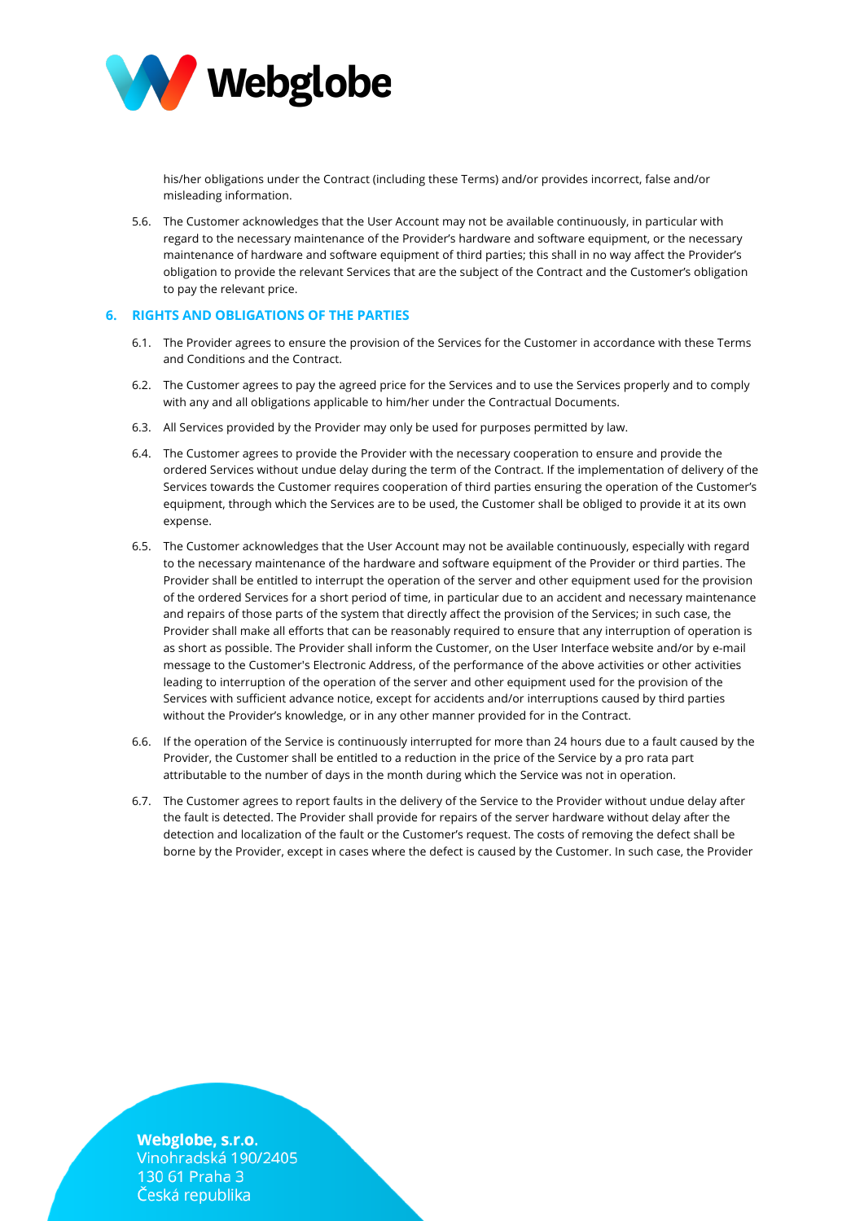his/her obligations under the Contract (including these Terms) and/or provides incorrect, false and/or misleading information.

5.6. The Customer acknowledges that the User Account may not be available continuously, in particular with regard to the necessary maintenance of the Provider's hardware and software equipment, or the necessary maintenance of hardware and software equipment of third parties; this shall in no way affect the Provider's obligation to provide the relevant Services that are the subject of the Contract and the Customer's obligation to pay the relevant price.

## 6. RIGHTS AND OBLIGATIONS OF THE PARTIES

6.1. The Provider agrees to ensure the provision of the Services for the Customer in accordance with these Terms and Conditions and the Contract.

6.2. The Customer agrees to pay the agreed price for the Services and to use the Services properly and to comply with any and all obligations applicable to him/her under the Contractual Documents.

6.3. All Services provided by the Provider may only be used for purposes permitted by law.

6.4. The Customer agrees to provide the Provider with the necessary cooperation to ensure and provide the ordered Services without undue delay during the term of the Contract. If the implementation of delivery of the Services towards the Customer requires cooperation of third parties ensuring the operation of the Customer's equipment, through which the Services are to be used, the Customer shall be obliged to provide it at its own expense.

6.5. The Customer acknowledges that the User Account may not be available continuously, especially with regard to the necessary maintenance of the hardware and software equipment of the Provider or third parties. The Provider shall be entitled to interrupt the operation of the server and other equipment used for the provision of the ordered Services for a short period of time, in particular due to an accident and necessary maintenance and repairs of those parts of the system that directly affect the provision of the Services; in such case, the Provider shall make all efforts that can be reasonably required to ensure that any interruption of operation is as short as possible. The Provider shall inform the Customer, on the User Interface website and/or by e-mail message to the Customer's Electronic Address, of the performance of the above activities or other activities leading to interruption of the operation of the server and other equipment used for the provision of the Services with sufficient advance notice, except for accidents and/or interruptions caused by third parties without the Provider's knowledge, or in any other manner provided for in the Contract.

6.6. If the operation of the Service is continuously interrupted for more than 24 hours due to a fault caused by the Provider, the Customer shall be entitled to a reduction in the price of the Service by a pro rata part attributable to the number of days in the month during which the Service was not in operation.

6.7. The Customer agrees to report faults in the delivery of the Service to the Provider without undue delay after the fault is detected. The Provider shall provide for repairs of the server hardware without delay after the detection and localization of the fault or the Customer's request. The costs of removing the defect shall be borne by the Provider, except in cases where the defect is caused by the Customer. In such case, the Provider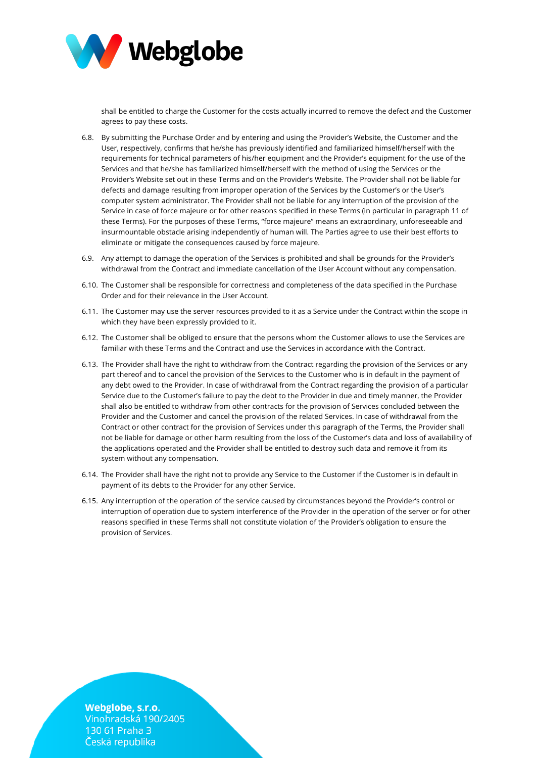shall be entitled to charge the Customer for the costs actually incurred to remove the defect and the Customer agrees to pay these costs.

6.8. By submitting the Purchase Order and by entering and using the Provider's Website, the Customer and the User, respectively, confirms that he/she has previously identified and familiarized himself/herself with the requirements for technical parameters of his/her equipment and the Provider's equipment for the use of the Services and that he/she has familiarized himself/herself with the method of using the Services or the Provider's Website set out in these Terms and on the Provider's Website. The Provider shall not be liable for defects and damage resulting from improper operation of the Services by the Customer's or the User's computer system administrator. The Provider shall not be liable for any interruption of the provision of the Service in case of force majeure or for other reasons specified in these Terms (in particular in paragraph 11 of these Terms). For the purposes of these Terms, "force majeure" means an extraordinary, unforeseeable and insurmountable obstacle arising independently of human will. The Parties agree to use their best efforts to eliminate or mitigate the consequences caused by force majeure.

6.9. Any attempt to damage the operation of the Services is prohibited and shall be grounds for the Provider's withdrawal from the Contract and immediate cancellation of the User Account without any compensation.

6.10. The Customer shall be responsible for correctness and completeness of the data specified in the Purchase Order and for their relevance in the User Account.

6.11. The Customer may use the server resources provided to it as a Service under the Contract within the scope in which they have been expressly provided to it.

6.12. The Customer shall be obliged to ensure that the persons whom the Customer allows to use the Services are familiar with these Terms and the Contract and use the Services in accordance with the Contract.

6.13. The Provider shall have the right to withdraw from the Contract regarding the provision of the Services or any part thereof and to cancel the provision of the Services to the Customer who is in default in the payment of any debt owed to the Provider. In case of withdrawal from the Contract regarding the provision of a particular Service due to the Customer's failure to pay the debt to the Provider in due and timely manner, the Provider shall also be entitled to withdraw from other contracts for the provision of Services concluded between the Provider and the Customer and cancel the provision of the related Services. In case of withdrawal from the Contract or other contract for the provision of Services under this paragraph of the Terms, the Provider shall not be liable for damage or other harm resulting from the loss of the Customer's data and loss of availability of the applications operated and the Provider shall be entitled to destroy such data and remove it from its system without any compensation.

6.14. The Provider shall have the right not to provide any Service to the Customer if the Customer is in default in payment of its debts to the Provider for any other Service.

6.15. Any interruption of the operation of the service caused by circumstances beyond the Provider's control or interruption of operation due to system interference of the Provider in the operation of the server or for other reasons specified in these Terms shall not constitute violation of the Provider's obligation to ensure the provision of Services.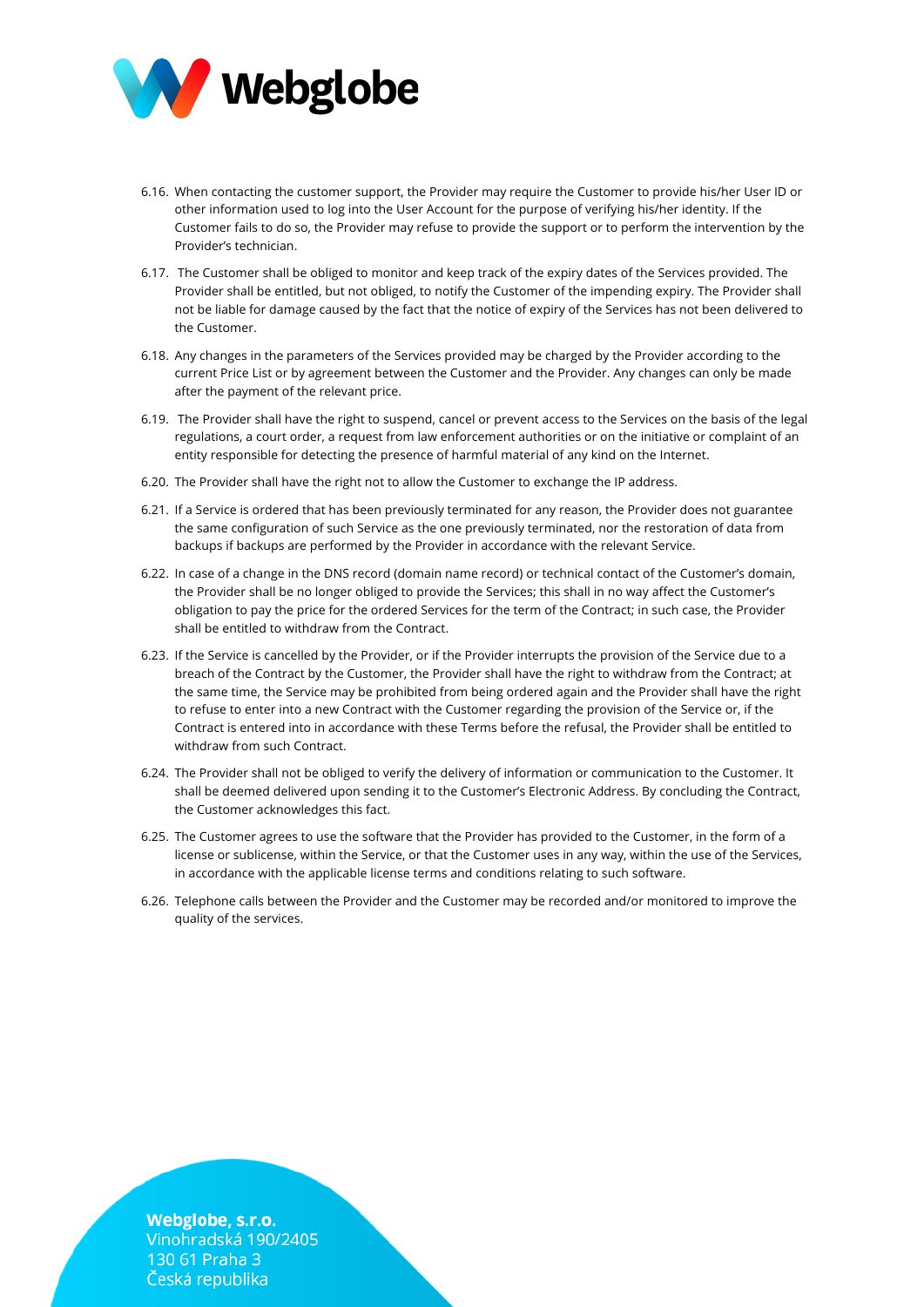6.16. When contacting the customer support, the Provider may require the Customer to provide his/her User ID or other information used to log into the User Account for the purpose of verifying his/her identity. If the Customer fails to do so, the Provider may refuse to provide the support or to perform the intervention by the Provider's technician.

6.17. The Customer shall be obliged to monitor and keep track of the expiry dates of the Services provided. The Provider shall be entitled, but not obliged, to notify the Customer of the impending expiry. The Provider shall not be liable for damage caused by the fact that the notice of expiry of the Services has not been delivered to the Customer.

6.18. Any changes in the parameters of the Services provided may be charged by the Provider according to the current Price List or by agreement between the Customer and the Provider. Any changes can only be made after the payment of the relevant price.

6.19. The Provider shall have the right to suspend, cancel or prevent access to the Services on the basis of the legal regulations, a court order, a request from law enforcement authorities or on the initiative or complaint of an entity responsible for detecting the presence of harmful material of any kind on the Internet.

6.20. The Provider shall have the right not to allow the Customer to exchange the IP address.

6.21. If a Service is ordered that has been previously terminated for any reason, the Provider does not guarantee the same configuration of such Service as the one previously terminated, nor the restoration of data from backups if backups are performed by the Provider in accordance with the relevant Service.

6.22. In case of a change in the DNS record (domain name record) or technical contact of the Customer's domain, the Provider shall be no longer obliged to provide the Services; this shall in no way affect the Customer's obligation to pay the price for the ordered Services for the term of the Contract; in such case, the Provider shall be entitled to withdraw from the Contract.

6.23. If the Service is cancelled by the Provider, or if the Provider interrupts the provision of the Service due to a breach of the Contract by the Customer, the Provider shall have the right to withdraw from the Contract; at the same time, the Service may be prohibited from being ordered again and the Provider shall have the right to refuse to enter into a new Contract with the Customer regarding the provision of the Service or, if the Contract is entered into in accordance with these Terms before the refusal, the Provider shall be entitled to withdraw from such Contract.

6.24. The Provider shall not be obliged to verify the delivery of information or communication to the Customer. It shall be deemed delivered upon sending it to the Customer's Electronic Address. By concluding the Contract, the Customer acknowledges this fact.

6.25. The Customer agrees to use the software that the Provider has provided to the Customer, in the form of a license or sublicense, within the Service, or that the Customer uses in any way, within the use of the Services, in accordance with the applicable license terms and conditions relating to such software.

6.26. Telephone calls between the Provider and the Customer may be recorded and/or monitored to improve the quality of the services.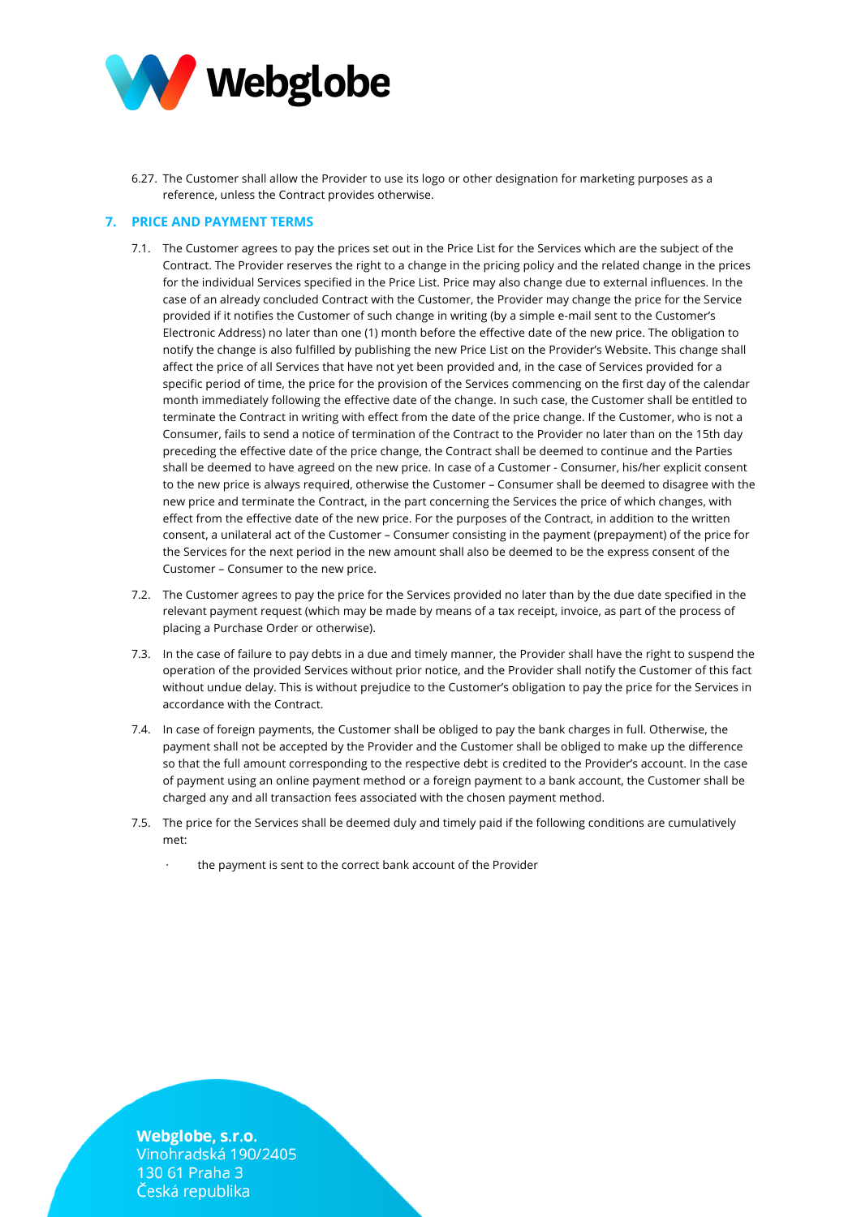6.27. The Customer shall allow the Provider to use its logo or other designation for marketing purposes as a reference, unless the Contract provides otherwise.

## 7. PRICE AND PAYMENT TERMS

7.1. The Customer agrees to pay the prices set out in the Price List for the Services which are the subject of the Contract. The Provider reserves the right to a change in the pricing policy and the related change in the prices for the individual Services specified in the Price List. Price may also change due to external influences. In the case of an already concluded Contract with the Customer, the Provider may change the price for the Service provided if it notifies the Customer of such change in writing (by a simple e-mail sent to the Customer's Electronic Address) no later than one (1) month before the effective date of the new price. The obligation to notify the change is also fulfilled by publishing the new Price List on the Provider's Website. This change shall affect the price of all Services that have not yet been provided and, in the case of Services provided for a specific period of time, the price for the provision of the Services commencing on the first day of the calendar month immediately following the effective date of the change. In such case, the Customer shall be entitled to terminate the Contract in writing with effect from the date of the price change. If the Customer, who is not a Consumer, fails to send a notice of termination of the Contract to the Provider no later than on the 15th day preceding the effective date of the price change, the Contract shall be deemed to continue and the Parties shall be deemed to have agreed on the new price. In case of a Customer - Consumer, his/her explicit consent to the new price is always required, otherwise the Customer – Consumer shall be deemed to disagree with the new price and terminate the Contract, in the part concerning the Services the price of which changes, with effect from the effective date of the new price. For the purposes of the Contract, in addition to the written consent, a unilateral act of the Customer – Consumer consisting in the payment (prepayment) of the price for the Services for the next period in the new amount shall also be deemed to be the express consent of the Customer – Consumer to the new price.

7.2. The Customer agrees to pay the price for the Services provided no later than by the due date specified in the relevant payment request (which may be made by means of a tax receipt, invoice, as part of the process of placing a Purchase Order or otherwise).

7.3. In the case of failure to pay debts in a due and timely manner, the Provider shall have the right to suspend the operation of the provided Services without prior notice, and the Provider shall notify the Customer of this fact without undue delay. This is without prejudice to the Customer's obligation to pay the price for the Services in accordance with the Contract.

7.4. In case of foreign payments, the Customer shall be obliged to pay the bank charges in full. Otherwise, the payment shall not be accepted by the Provider and the Customer shall be obliged to make up the difference so that the full amount corresponding to the respective debt is credited to the Provider's account. In the case of payment using an online payment method or a foreign payment to a bank account, the Customer shall be charged any and all transaction fees associated with the chosen payment method.

7.5. The price for the Services shall be deemed duly and timely paid if the following conditions are cumulatively met:

- the payment is sent to the correct bank account of the Provider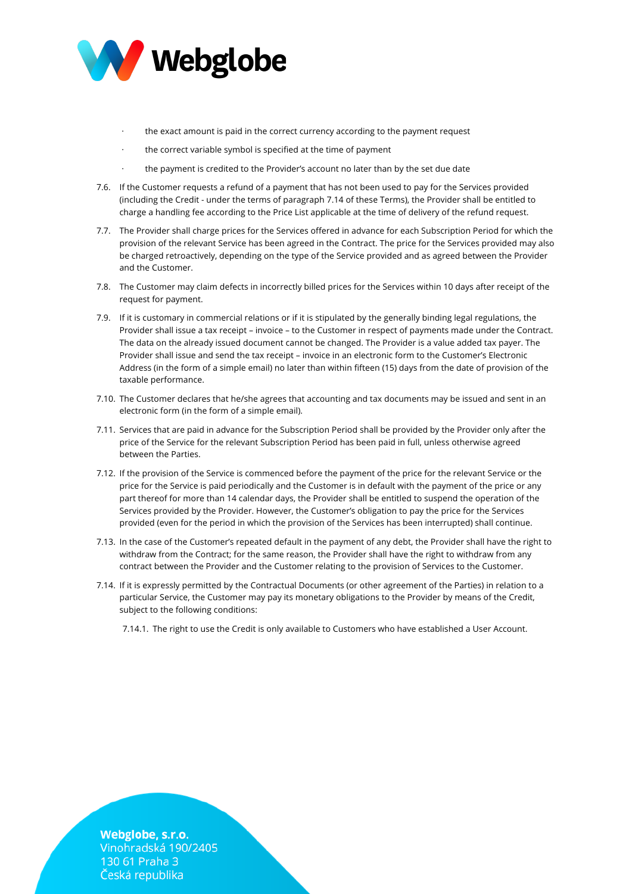- the exact amount is paid in the correct currency according to the payment request
- the correct variable symbol is specified at the time of payment
- the payment is credited to the Provider's account no later than by the set due date

7.6. If the Customer requests a refund of a payment that has not been used to pay for the Services provided (including the Credit - under the terms of paragraph 7.14 of these Terms), the Provider shall be entitled to charge a handling fee according to the Price List applicable at the time of delivery of the refund request.

7.7. The Provider shall charge prices for the Services offered in advance for each Subscription Period for which the provision of the relevant Service has been agreed in the Contract. The price for the Services provided may also be charged retroactively, depending on the type of the Service provided and as agreed between the Provider and the Customer.

7.8. The Customer may claim defects in incorrectly billed prices for the Services within 10 days after receipt of the request for payment.

7.9. If it is customary in commercial relations or if it is stipulated by the generally binding legal regulations, the Provider shall issue a tax receipt – invoice – to the Customer in respect of payments made under the Contract. The data on the already issued document cannot be changed. The Provider is a value added tax payer. The Provider shall issue and send the tax receipt – invoice in an electronic form to the Customer's Electronic Address (in the form of a simple email) no later than within fifteen (15) days from the date of provision of the taxable performance.

7.10. The Customer declares that he/she agrees that accounting and tax documents may be issued and sent in an electronic form (in the form of a simple email).

7.11. Services that are paid in advance for the Subscription Period shall be provided by the Provider only after the price of the Service for the relevant Subscription Period has been paid in full, unless otherwise agreed between the Parties.

7.12. If the provision of the Service is commenced before the payment of the price for the relevant Service or the price for the Service is paid periodically and the Customer is in default with the payment of the price or any part thereof for more than 14 calendar days, the Provider shall be entitled to suspend the operation of the Services provided by the Provider. However, the Customer's obligation to pay the price for the Services provided (even for the period in which the provision of the Services has been interrupted) shall continue.

7.13. In the case of the Customer's repeated default in the payment of any debt, the Provider shall have the right to withdraw from the Contract; for the same reason, the Provider shall have the right to withdraw from any contract between the Provider and the Customer relating to the provision of Services to the Customer.

7.14. If it is expressly permitted by the Contractual Documents (or other agreement of the Parties) in relation to a particular Service, the Customer may pay its monetary obligations to the Provider by means of the Credit, subject to the following conditions:

7.14.1. The right to use the Credit is only available to Customers who have established a User Account.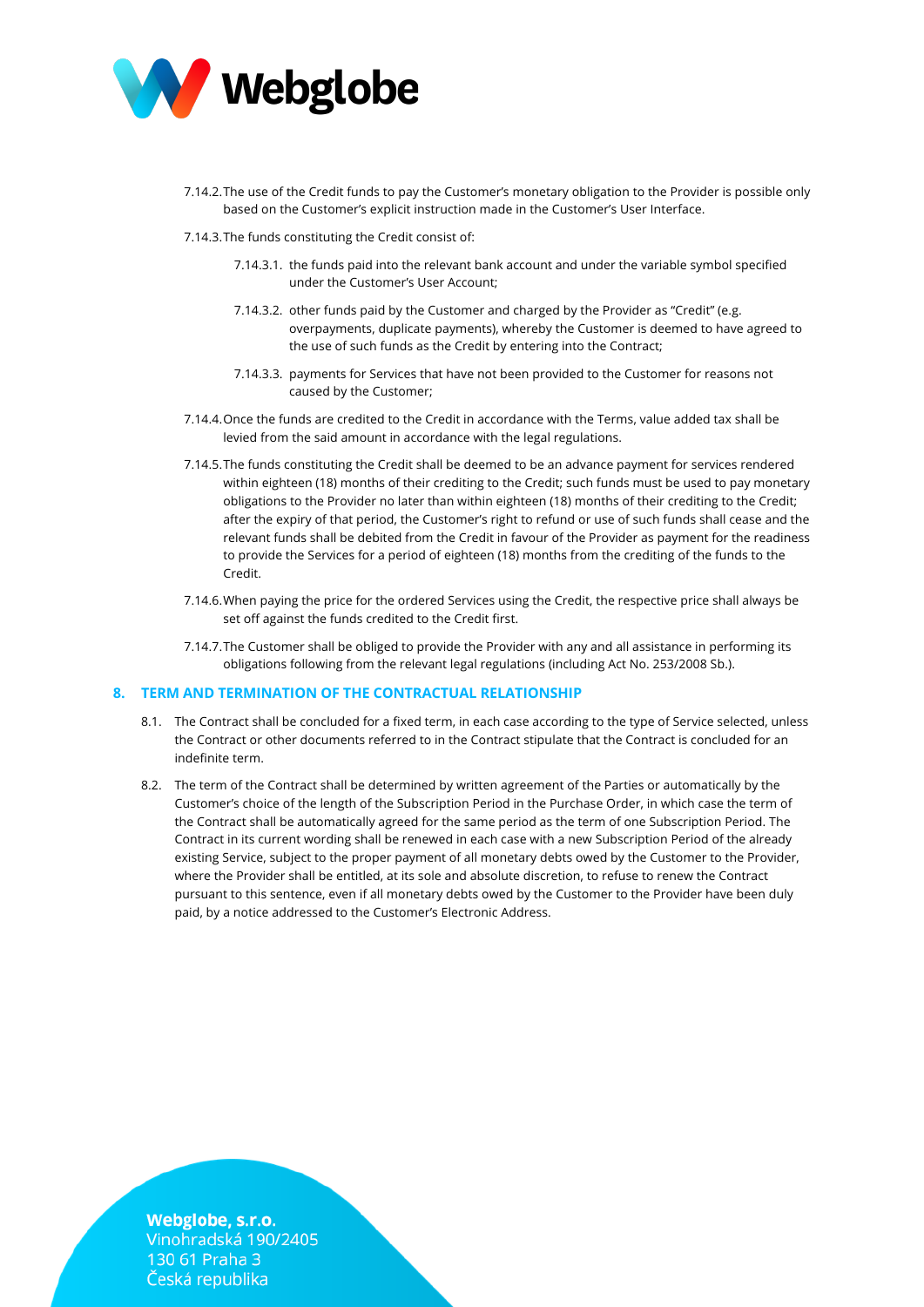7.14.2. The use of the Credit funds to pay the Customer's monetary obligation to the Provider is possible only based on the Customer's explicit instruction made in the Customer's User Interface.

7.14.3. The funds constituting the Credit consist of:

7.14.3.1. the funds paid into the relevant bank account and under the variable symbol specified under the Customer's User Account;

7.14.3.2. other funds paid by the Customer and charged by the Provider as "Credit" (e.g. overpayments, duplicate payments), whereby the Customer is deemed to have agreed to the use of such funds as the Credit by entering into the Contract;

7.14.3.3. payments for Services that have not been provided to the Customer for reasons not caused by the Customer;

7.14.4. Once the funds are credited to the Credit in accordance with the Terms, value added tax shall be levied from the said amount in accordance with the legal regulations.

7.14.5. The funds constituting the Credit shall be deemed to be an advance payment for services rendered within eighteen (18) months of their crediting to the Credit; such funds must be used to pay monetary obligations to the Provider no later than within eighteen (18) months of their crediting to the Credit; after the expiry of that period, the Customer's right to refund or use of such funds shall cease and the relevant funds shall be debited from the Credit in favour of the Provider as payment for the readiness to provide the Services for a period of eighteen (18) months from the crediting of the funds to the Credit.

7.14.6. When paying the price for the ordered Services using the Credit, the respective price shall always be set off against the funds credited to the Credit first.

7.14.7. The Customer shall be obliged to provide the Provider with any and all assistance in performing its obligations following from the relevant legal regulations (including Act No. 253/2008 Sb.).

## 8. TERM AND TERMINATION OF THE CONTRACTUAL RELATIONSHIP

8.1. The Contract shall be concluded for a fixed term, in each case according to the type of Service selected, unless the Contract or other documents referred to in the Contract stipulate that the Contract is concluded for an indefinite term.

8.2. The term of the Contract shall be determined by written agreement of the Parties or automatically by the Customer's choice of the length of the Subscription Period in the Purchase Order, in which case the term of the Contract shall be automatically agreed for the same period as the term of one Subscription Period. The Contract in its current wording shall be renewed in each case with a new Subscription Period of the already existing Service, subject to the proper payment of all monetary debts owed by the Customer to the Provider, where the Provider shall be entitled, at its sole and absolute discretion, to refuse to renew the Contract pursuant to this sentence, even if all monetary debts owed by the Customer to the Provider have been duly paid, by a notice addressed to the Customer's Electronic Address.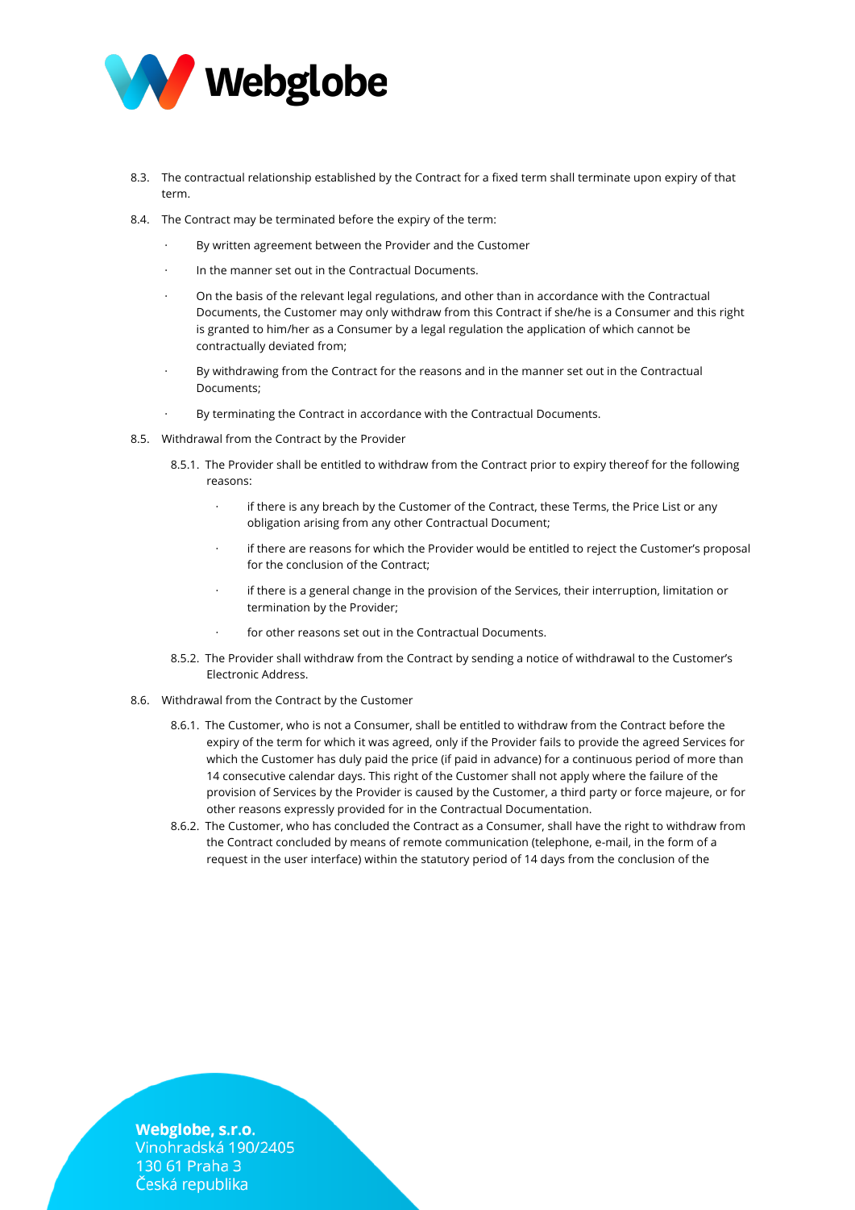8.3. The contractual relationship established by the Contract for a fixed term shall terminate upon expiry of that term.

8.4. The Contract may be terminated before the expiry of the term:

- By written agreement between the Provider and the Customer
- In the manner set out in the Contractual Documents.
- On the basis of the relevant legal regulations, and other than in accordance with the Contractual Documents, the Customer may only withdraw from this Contract if she/he is a Consumer and this right is granted to him/her as a Consumer by a legal regulation the application of which cannot be contractually deviated from;
- By withdrawing from the Contract for the reasons and in the manner set out in the Contractual Documents;
- By terminating the Contract in accordance with the Contractual Documents.

8.5. Withdrawal from the Contract by the Provider

8.5.1. The Provider shall be entitled to withdraw from the Contract prior to expiry thereof for the following reasons:

- if there is any breach by the Customer of the Contract, these Terms, the Price List or any obligation arising from any other Contractual Document;
- if there are reasons for which the Provider would be entitled to reject the Customer's proposal for the conclusion of the Contract;
- if there is a general change in the provision of the Services, their interruption, limitation or termination by the Provider;
- for other reasons set out in the Contractual Documents.

8.5.2. The Provider shall withdraw from the Contract by sending a notice of withdrawal to the Customer's Electronic Address.

8.6. Withdrawal from the Contract by the Customer

8.6.1. The Customer, who is not a Consumer, shall be entitled to withdraw from the Contract before the expiry of the term for which it was agreed, only if the Provider fails to provide the agreed Services for which the Customer has duly paid the price (if paid in advance) for a continuous period of more than 14 consecutive calendar days. This right of the Customer shall not apply where the failure of the provision of Services by the Provider is caused by the Customer, a third party or force majeure, or for other reasons expressly provided for in the Contractual Documentation.

8.6.2. The Customer, who has concluded the Contract as a Consumer, shall have the right to withdraw from the Contract concluded by means of remote communication (telephone, e-mail, in the form of a request in the user interface) within the statutory period of 14 days from the conclusion of the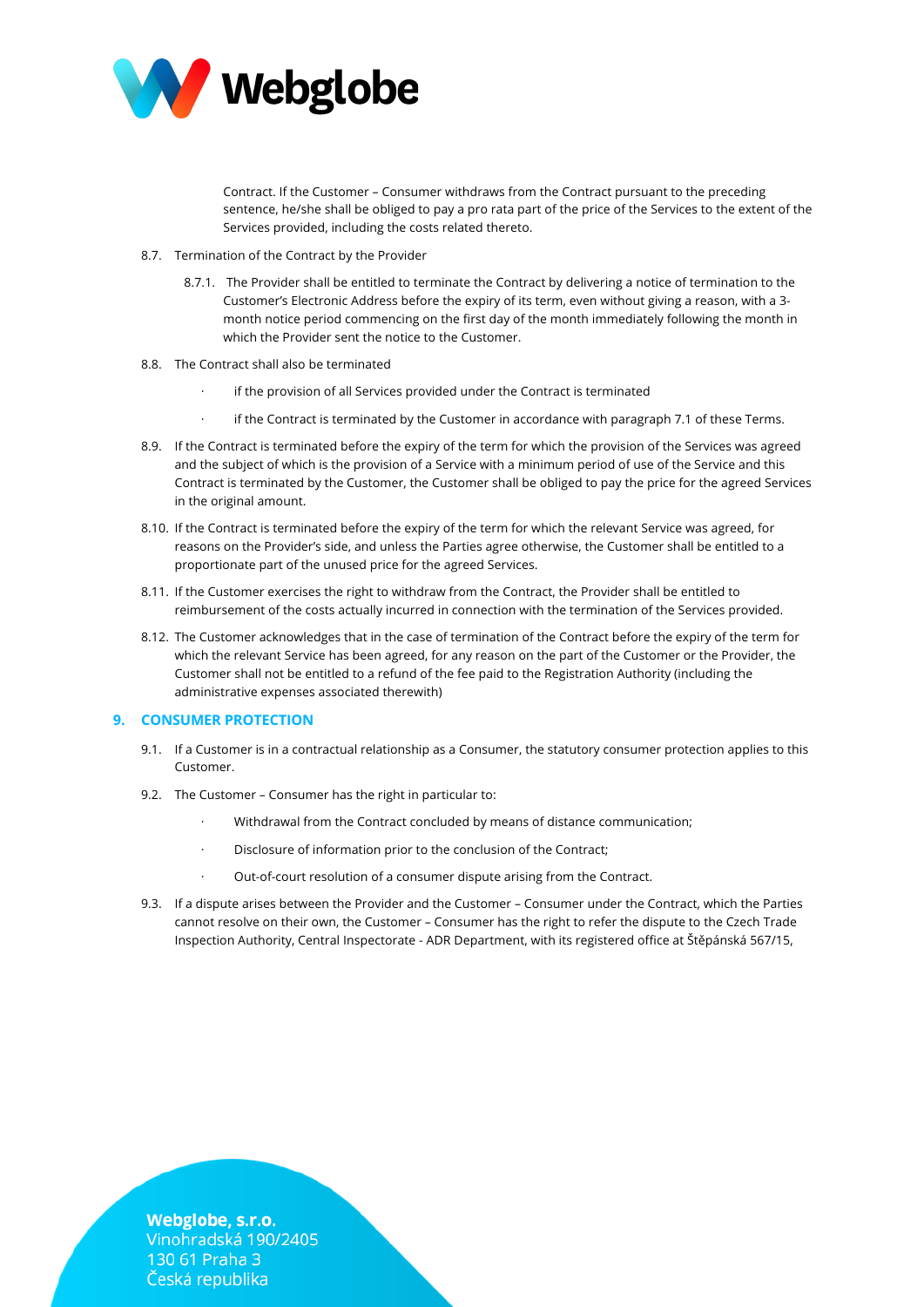Contract. If the Customer – Consumer withdraws from the Contract pursuant to the preceding sentence, he/she shall be obliged to pay a pro rata part of the price of the Services to the extent of the Services provided, including the costs related thereto.

8.7. Termination of the Contract by the Provider

8.7.1. The Provider shall be entitled to terminate the Contract by delivering a notice of termination to the Customer's Electronic Address before the expiry of its term, even without giving a reason, with a 3-month notice period commencing on the first day of the month immediately following the month in which the Provider sent the notice to the Customer.

8.8. The Contract shall also be terminated

- if the provision of all Services provided under the Contract is terminated
- if the Contract is terminated by the Customer in accordance with paragraph 7.1 of these Terms.

8.9. If the Contract is terminated before the expiry of the term for which the provision of the Services was agreed and the subject of which is the provision of a Service with a minimum period of use of the Service and this Contract is terminated by the Customer, the Customer shall be obliged to pay the price for the agreed Services in the original amount.

8.10. If the Contract is terminated before the expiry of the term for which the relevant Service was agreed, for reasons on the Provider's side, and unless the Parties agree otherwise, the Customer shall be entitled to a proportionate part of the unused price for the agreed Services.

8.11. If the Customer exercises the right to withdraw from the Contract, the Provider shall be entitled to reimbursement of the costs actually incurred in connection with the termination of the Services provided.

8.12. The Customer acknowledges that in the case of termination of the Contract before the expiry of the term for which the relevant Service has been agreed, for any reason on the part of the Customer or the Provider, the Customer shall not be entitled to a refund of the fee paid to the Registration Authority (including the administrative expenses associated therewith)

## 9. CONSUMER PROTECTION

9.1. If a Customer is in a contractual relationship as a Consumer, the statutory consumer protection applies to this Customer.

9.2. The Customer – Consumer has the right in particular to:

- Withdrawal from the Contract concluded by means of distance communication;
- Disclosure of information prior to the conclusion of the Contract;
- Out-of-court resolution of a consumer dispute arising from the Contract.

9.3. If a dispute arises between the Provider and the Customer – Consumer under the Contract, which the Parties cannot resolve on their own, the Customer – Consumer has the right to refer the dispute to the Czech Trade Inspection Authority, Central Inspectorate - ADR Department, with its registered office at Štěpánská 567/15,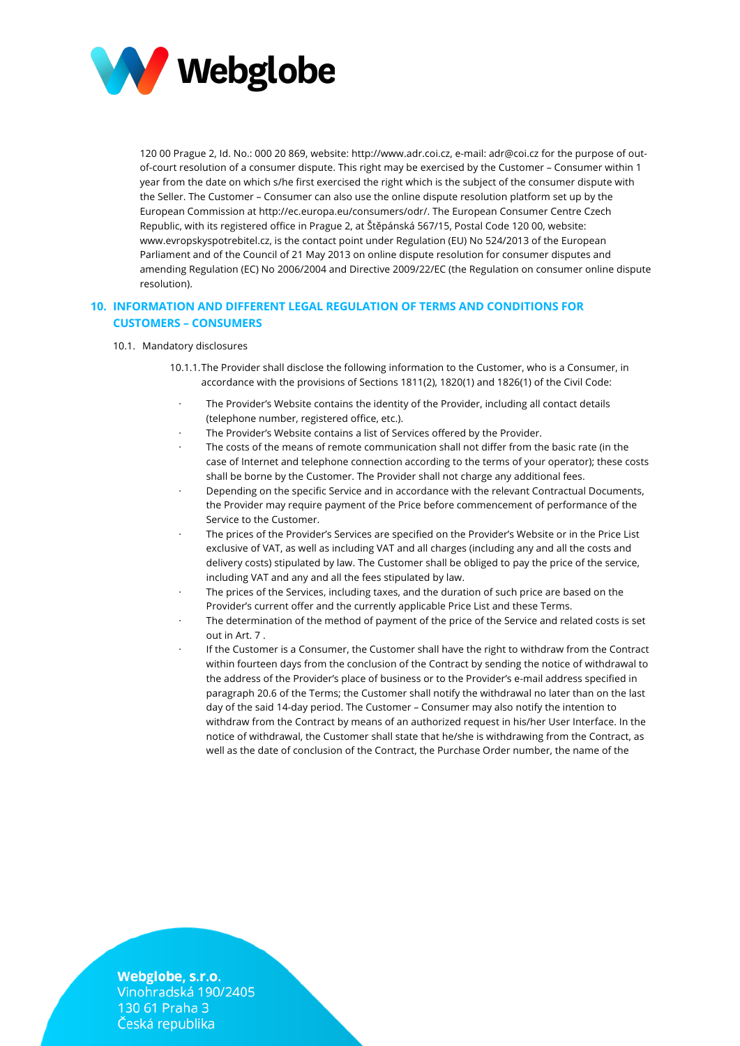120 00 Prague 2, Id. No.: 000 20 869, website: http://www.adr.coi.cz, e-mail: adr@coi.cz for the purpose of out-of-court resolution of a consumer dispute. This right may be exercised by the Customer – Consumer within 1 year from the date on which s/he first exercised the right which is the subject of the consumer dispute with the Seller. The Customer – Consumer can also use the online dispute resolution platform set up by the European Commission at http://ec.europa.eu/consumers/odr/. The European Consumer Centre Czech Republic, with its registered office in Prague 2, at Štěpánská 567/15, Postal Code 120 00, website: www.evropskyspotrebitel.cz, is the contact point under Regulation (EU) No 524/2013 of the European Parliament and of the Council of 21 May 2013 on online dispute resolution for consumer disputes and amending Regulation (EC) No 2006/2004 and Directive 2009/22/EC (the Regulation on consumer online dispute resolution).

## 10. INFORMATION AND DIFFERENT LEGAL REGULATION OF TERMS AND CONDITIONS FOR CUSTOMERS – CONSUMERS

10.1. Mandatory disclosures

10.1.1. The Provider shall disclose the following information to the Customer, who is a Consumer, in accordance with the provisions of Sections 1811(2), 1820(1) and 1826(1) of the Civil Code:

- The Provider's Website contains the identity of the Provider, including all contact details (telephone number, registered office, etc.).
- The Provider's Website contains a list of Services offered by the Provider.
- The costs of the means of remote communication shall not differ from the basic rate (in the case of Internet and telephone connection according to the terms of your operator); these costs shall be borne by the Customer. The Provider shall not charge any additional fees.
- Depending on the specific Service and in accordance with the relevant Contractual Documents, the Provider may require payment of the Price before commencement of performance of the Service to the Customer.
- The prices of the Provider's Services are specified on the Provider's Website or in the Price List exclusive of VAT, as well as including VAT and all charges (including any and all the costs and delivery costs) stipulated by law. The Customer shall be obliged to pay the price of the service, including VAT and any and all the fees stipulated by law.
- The prices of the Services, including taxes, and the duration of such price are based on the Provider's current offer and the currently applicable Price List and these Terms.
- The determination of the method of payment of the price of the Service and related costs is set out in Art. 7 .
- If the Customer is a Consumer, the Customer shall have the right to withdraw from the Contract within fourteen days from the conclusion of the Contract by sending the notice of withdrawal to the address of the Provider's place of business or to the Provider's e-mail address specified in paragraph 20.6 of the Terms; the Customer shall notify the withdrawal no later than on the last day of the said 14-day period. The Customer – Consumer may also notify the intention to withdraw from the Contract by means of an authorized request in his/her User Interface. In the notice of withdrawal, the Customer shall state that he/she is withdrawing from the Contract, as well as the date of conclusion of the Contract, the Purchase Order number, the name of the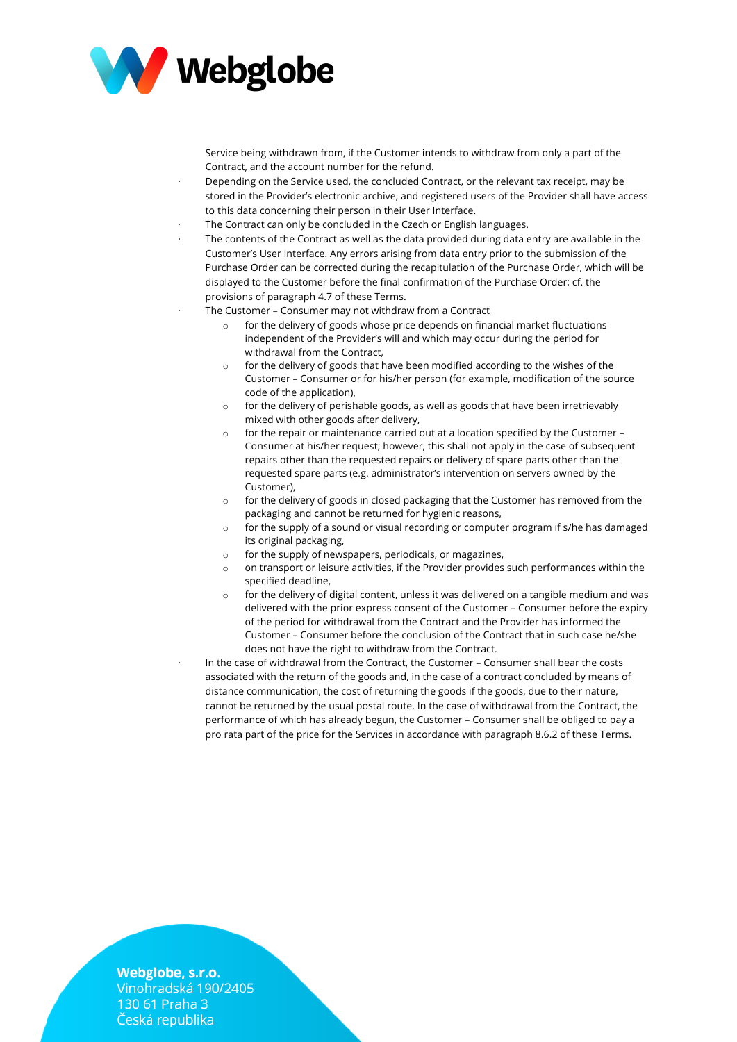Service being withdrawn from, if the Customer intends to withdraw from only a part of the Contract, and the account number for the refund.

- Depending on the Service used, the concluded Contract, or the relevant tax receipt, may be stored in the Provider's electronic archive, and registered users of the Provider shall have access to this data concerning their person in their User Interface.
- The Contract can only be concluded in the Czech or English languages.
- The contents of the Contract as well as the data provided during data entry are available in the Customer's User Interface. Any errors arising from data entry prior to the submission of the Purchase Order can be corrected during the recapitulation of the Purchase Order, which will be displayed to the Customer before the final confirmation of the Purchase Order; cf. the provisions of paragraph 4.7 of these Terms.
- The Customer – Consumer may not withdraw from a Contract
  - for the delivery of goods whose price depends on financial market fluctuations independent of the Provider's will and which may occur during the period for withdrawal from the Contract,
  - for the delivery of goods that have been modified according to the wishes of the Customer – Consumer or for his/her person (for example, modification of the source code of the application),
  - for the delivery of perishable goods, as well as goods that have been irretrievably mixed with other goods after delivery,
  - for the repair or maintenance carried out at a location specified by the Customer – Consumer at his/her request; however, this shall not apply in the case of subsequent repairs other than the requested repairs or delivery of spare parts other than the requested spare parts (e.g. administrator's intervention on servers owned by the Customer),
  - for the delivery of goods in closed packaging that the Customer has removed from the packaging and cannot be returned for hygienic reasons,
  - for the supply of a sound or visual recording or computer program if s/he has damaged its original packaging,
  - for the supply of newspapers, periodicals, or magazines,
  - on transport or leisure activities, if the Provider provides such performances within the specified deadline,
  - for the delivery of digital content, unless it was delivered on a tangible medium and was delivered with the prior express consent of the Customer – Consumer before the expiry of the period for withdrawal from the Contract and the Provider has informed the Customer – Consumer before the conclusion of the Contract that in such case he/she does not have the right to withdraw from the Contract.
- In the case of withdrawal from the Contract, the Customer – Consumer shall bear the costs associated with the return of the goods and, in the case of a contract concluded by means of distance communication, the cost of returning the goods if the goods, due to their nature, cannot be returned by the usual postal route. In the case of withdrawal from the Contract, the performance of which has already begun, the Customer – Consumer shall be obliged to pay a pro rata part of the price for the Services in accordance with paragraph 8.6.2 of these Terms.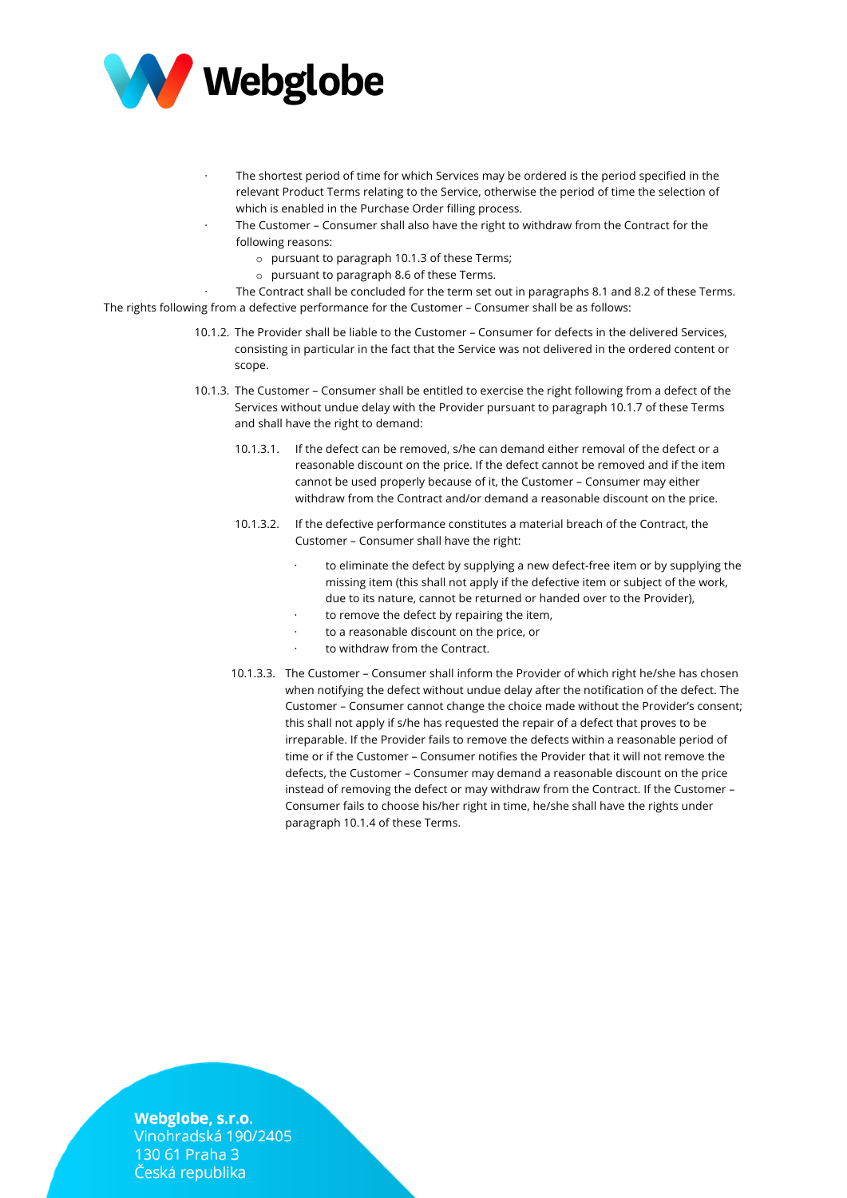- The shortest period of time for which Services may be ordered is the period specified in the relevant Product Terms relating to the Service, otherwise the period of time the selection of which is enabled in the Purchase Order filling process.
- The Customer – Consumer shall also have the right to withdraw from the Contract for the following reasons:
  - pursuant to paragraph 10.1.3 of these Terms;
  - pursuant to paragraph 8.6 of these Terms.
- The Contract shall be concluded for the term set out in paragraphs 8.1 and 8.2 of these Terms.

The rights following from a defective performance for the Customer – Consumer shall be as follows:

10.1.2. The Provider shall be liable to the Customer – Consumer for defects in the delivered Services, consisting in particular in the fact that the Service was not delivered in the ordered content or scope.

10.1.3. The Customer – Consumer shall be entitled to exercise the right following from a defect of the Services without undue delay with the Provider pursuant to paragraph 10.1.7 of these Terms and shall have the right to demand:

10.1.3.1. If the defect can be removed, s/he can demand either removal of the defect or a reasonable discount on the price. If the defect cannot be removed and if the item cannot be used properly because of it, the Customer – Consumer may either withdraw from the Contract and/or demand a reasonable discount on the price.

10.1.3.2. If the defective performance constitutes a material breach of the Contract, the Customer – Consumer shall have the right:

- to eliminate the defect by supplying a new defect-free item or by supplying the missing item (this shall not apply if the defective item or subject of the work, due to its nature, cannot be returned or handed over to the Provider),
- to remove the defect by repairing the item,
- to a reasonable discount on the price, or
- to withdraw from the Contract.

10.1.3.3. The Customer – Consumer shall inform the Provider of which right he/she has chosen when notifying the defect without undue delay after the notification of the defect. The Customer – Consumer cannot change the choice made without the Provider's consent; this shall not apply if s/he has requested the repair of a defect that proves to be irreparable. If the Provider fails to remove the defects within a reasonable period of time or if the Customer – Consumer notifies the Provider that it will not remove the defects, the Customer – Consumer may demand a reasonable discount on the price instead of removing the defect or may withdraw from the Contract. If the Customer – Consumer fails to choose his/her right in time, he/she shall have the rights under paragraph 10.1.4 of these Terms.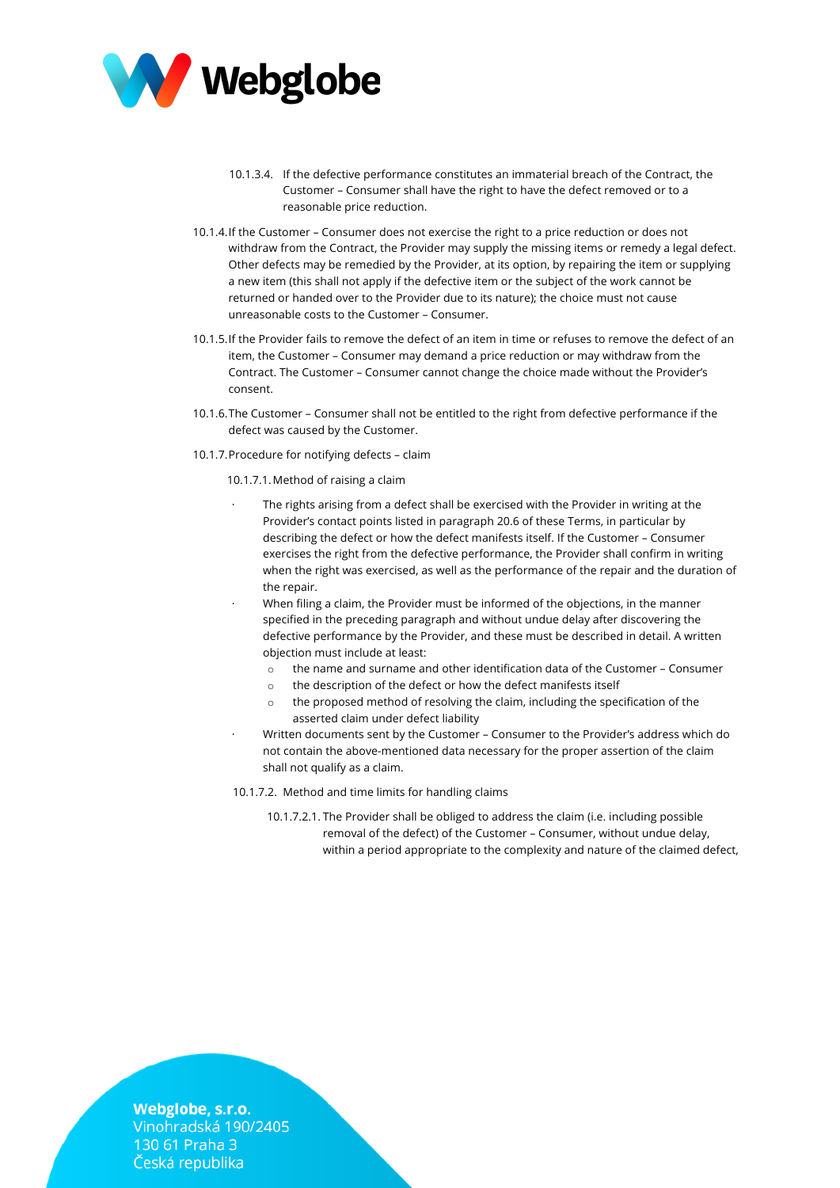10.1.3.4. If the defective performance constitutes an immaterial breach of the Contract, the Customer – Consumer shall have the right to have the defect removed or to a reasonable price reduction.

10.1.4. If the Customer – Consumer does not exercise the right to a price reduction or does not withdraw from the Contract, the Provider may supply the missing items or remedy a legal defect. Other defects may be remedied by the Provider, at its option, by repairing the item or supplying a new item (this shall not apply if the defective item or the subject of the work cannot be returned or handed over to the Provider due to its nature); the choice must not cause unreasonable costs to the Customer – Consumer.

10.1.5. If the Provider fails to remove the defect of an item in time or refuses to remove the defect of an item, the Customer – Consumer may demand a price reduction or may withdraw from the Contract. The Customer – Consumer cannot change the choice made without the Provider's consent.

10.1.6. The Customer – Consumer shall not be entitled to the right from defective performance if the defect was caused by the Customer.

10.1.7. Procedure for notifying defects – claim

10.1.7.1. Method of raising a claim

- The rights arising from a defect shall be exercised with the Provider in writing at the Provider's contact points listed in paragraph 20.6 of these Terms, in particular by describing the defect or how the defect manifests itself. If the Customer – Consumer exercises the right from the defective performance, the Provider shall confirm in writing when the right was exercised, as well as the performance of the repair and the duration of the repair.
- When filing a claim, the Provider must be informed of the objections, in the manner specified in the preceding paragraph and without undue delay after discovering the defective performance by the Provider, and these must be described in detail. A written objection must include at least:
  - the name and surname and other identification data of the Customer – Consumer
  - the description of the defect or how the defect manifests itself
  - the proposed method of resolving the claim, including the specification of the asserted claim under defect liability
- Written documents sent by the Customer – Consumer to the Provider's address which do not contain the above-mentioned data necessary for the proper assertion of the claim shall not qualify as a claim.

10.1.7.2. Method and time limits for handling claims

10.1.7.2.1. The Provider shall be obliged to address the claim (i.e. including possible removal of the defect) of the Customer – Consumer, without undue delay, within a period appropriate to the complexity and nature of the claimed defect,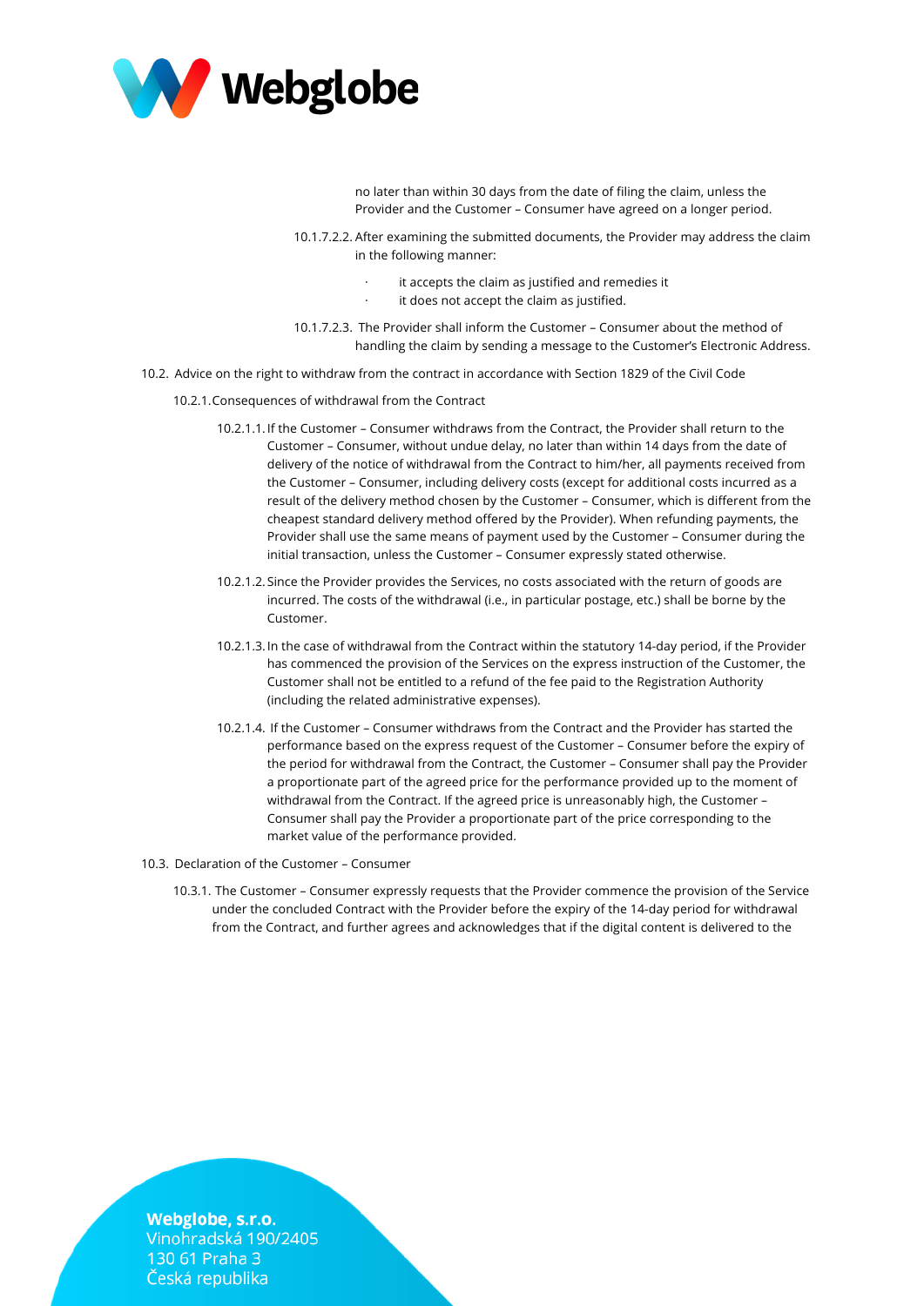no later than within 30 days from the date of filing the claim, unless the Provider and the Customer – Consumer have agreed on a longer period.

10.1.7.2.2. After examining the submitted documents, the Provider may address the claim in the following manner:

- it accepts the claim as justified and remedies it
- it does not accept the claim as justified.

10.1.7.2.3. The Provider shall inform the Customer – Consumer about the method of handling the claim by sending a message to the Customer's Electronic Address.

10.2. Advice on the right to withdraw from the contract in accordance with Section 1829 of the Civil Code

10.2.1. Consequences of withdrawal from the Contract

10.2.1.1. If the Customer – Consumer withdraws from the Contract, the Provider shall return to the Customer – Consumer, without undue delay, no later than within 14 days from the date of delivery of the notice of withdrawal from the Contract to him/her, all payments received from the Customer – Consumer, including delivery costs (except for additional costs incurred as a result of the delivery method chosen by the Customer – Consumer, which is different from the cheapest standard delivery method offered by the Provider). When refunding payments, the Provider shall use the same means of payment used by the Customer – Consumer during the initial transaction, unless the Customer – Consumer expressly stated otherwise.

10.2.1.2. Since the Provider provides the Services, no costs associated with the return of goods are incurred. The costs of the withdrawal (i.e., in particular postage, etc.) shall be borne by the Customer.

10.2.1.3. In the case of withdrawal from the Contract within the statutory 14-day period, if the Provider has commenced the provision of the Services on the express instruction of the Customer, the Customer shall not be entitled to a refund of the fee paid to the Registration Authority (including the related administrative expenses).

10.2.1.4. If the Customer – Consumer withdraws from the Contract and the Provider has started the performance based on the express request of the Customer – Consumer before the expiry of the period for withdrawal from the Contract, the Customer – Consumer shall pay the Provider a proportionate part of the agreed price for the performance provided up to the moment of withdrawal from the Contract. If the agreed price is unreasonably high, the Customer – Consumer shall pay the Provider a proportionate part of the price corresponding to the market value of the performance provided.

10.3. Declaration of the Customer – Consumer

10.3.1. The Customer – Consumer expressly requests that the Provider commence the provision of the Service under the concluded Contract with the Provider before the expiry of the 14-day period for withdrawal from the Contract, and further agrees and acknowledges that if the digital content is delivered to the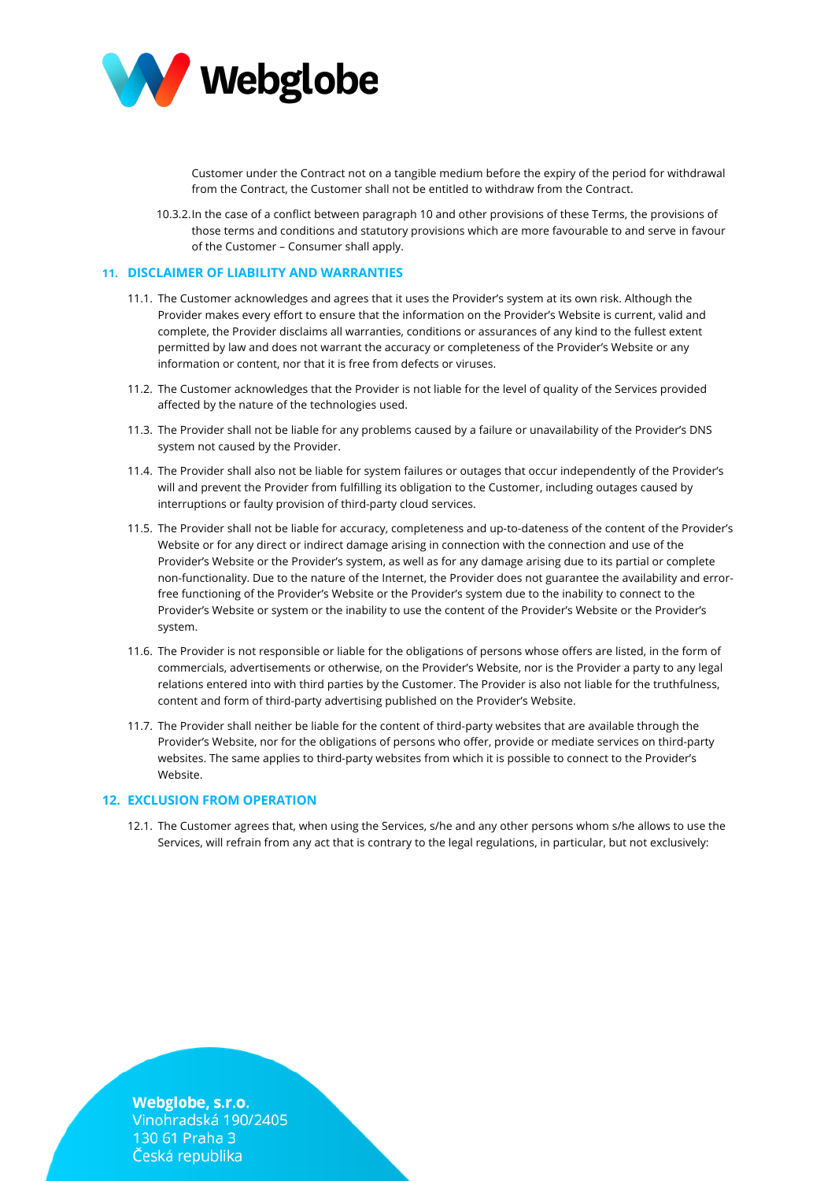Customer under the Contract not on a tangible medium before the expiry of the period for withdrawal from the Contract, the Customer shall not be entitled to withdraw from the Contract.

10.3.2. In the case of a conflict between paragraph 10 and other provisions of these Terms, the provisions of those terms and conditions and statutory provisions which are more favourable to and serve in favour of the Customer – Consumer shall apply.

## 11. DISCLAIMER OF LIABILITY AND WARRANTIES

11.1. The Customer acknowledges and agrees that it uses the Provider's system at its own risk. Although the Provider makes every effort to ensure that the information on the Provider's Website is current, valid and complete, the Provider disclaims all warranties, conditions or assurances of any kind to the fullest extent permitted by law and does not warrant the accuracy or completeness of the Provider's Website or any information or content, nor that it is free from defects or viruses.

11.2. The Customer acknowledges that the Provider is not liable for the level of quality of the Services provided affected by the nature of the technologies used.

11.3. The Provider shall not be liable for any problems caused by a failure or unavailability of the Provider's DNS system not caused by the Provider.

11.4. The Provider shall also not be liable for system failures or outages that occur independently of the Provider's will and prevent the Provider from fulfilling its obligation to the Customer, including outages caused by interruptions or faulty provision of third-party cloud services.

11.5. The Provider shall not be liable for accuracy, completeness and up-to-dateness of the content of the Provider's Website or for any direct or indirect damage arising in connection with the connection and use of the Provider's Website or the Provider's system, as well as for any damage arising due to its partial or complete non-functionality. Due to the nature of the Internet, the Provider does not guarantee the availability and error-free functioning of the Provider's Website or the Provider's system due to the inability to connect to the Provider's Website or system or the inability to use the content of the Provider's Website or the Provider's system.

11.6. The Provider is not responsible or liable for the obligations of persons whose offers are listed, in the form of commercials, advertisements or otherwise, on the Provider's Website, nor is the Provider a party to any legal relations entered into with third parties by the Customer. The Provider is also not liable for the truthfulness, content and form of third-party advertising published on the Provider's Website.

11.7. The Provider shall neither be liable for the content of third-party websites that are available through the Provider's Website, nor for the obligations of persons who offer, provide or mediate services on third-party websites. The same applies to third-party websites from which it is possible to connect to the Provider's Website.

## 12. EXCLUSION FROM OPERATION

12.1. The Customer agrees that, when using the Services, s/he and any other persons whom s/he allows to use the Services, will refrain from any act that is contrary to the legal regulations, in particular, but not exclusively: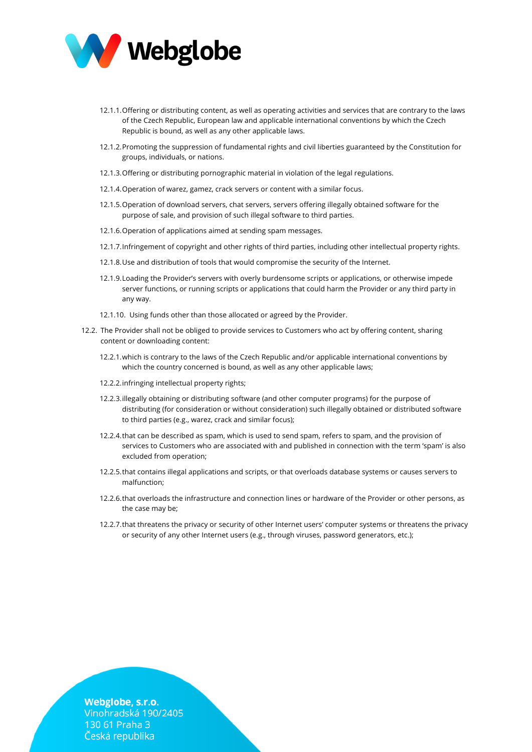- 12.1.1. Offering or distributing content, as well as operating activities and services that are contrary to the laws of the Czech Republic, European law and applicable international conventions by which the Czech Republic is bound, as well as any other applicable laws.
- 12.1.2. Promoting the suppression of fundamental rights and civil liberties guaranteed by the Constitution for groups, individuals, or nations.
- 12.1.3. Offering or distributing pornographic material in violation of the legal regulations.
- 12.1.4. Operation of warez, gamez, crack servers or content with a similar focus.
- 12.1.5. Operation of download servers, chat servers, servers offering illegally obtained software for the purpose of sale, and provision of such illegal software to third parties.
- 12.1.6. Operation of applications aimed at sending spam messages.
- 12.1.7. Infringement of copyright and other rights of third parties, including other intellectual property rights.
- 12.1.8. Use and distribution of tools that would compromise the security of the Internet.
- 12.1.9. Loading the Provider's servers with overly burdensome scripts or applications, or otherwise impede server functions, or running scripts or applications that could harm the Provider or any third party in any way.
- 12.1.10. Using funds other than those allocated or agreed by the Provider.

12.2. The Provider shall not be obliged to provide services to Customers who act by offering content, sharing content or downloading content:

- 12.2.1. which is contrary to the laws of the Czech Republic and/or applicable international conventions by which the country concerned is bound, as well as any other applicable laws;
- 12.2.2. infringing intellectual property rights;
- 12.2.3. illegally obtaining or distributing software (and other computer programs) for the purpose of distributing (for consideration or without consideration) such illegally obtained or distributed software to third parties (e.g., warez, crack and similar focus);
- 12.2.4. that can be described as spam, which is used to send spam, refers to spam, and the provision of services to Customers who are associated with and published in connection with the term 'spam' is also excluded from operation;
- 12.2.5. that contains illegal applications and scripts, or that overloads database systems or causes servers to malfunction;
- 12.2.6. that overloads the infrastructure and connection lines or hardware of the Provider or other persons, as the case may be;
- 12.2.7. that threatens the privacy or security of other Internet users' computer systems or threatens the privacy or security of any other Internet users (e.g., through viruses, password generators, etc.);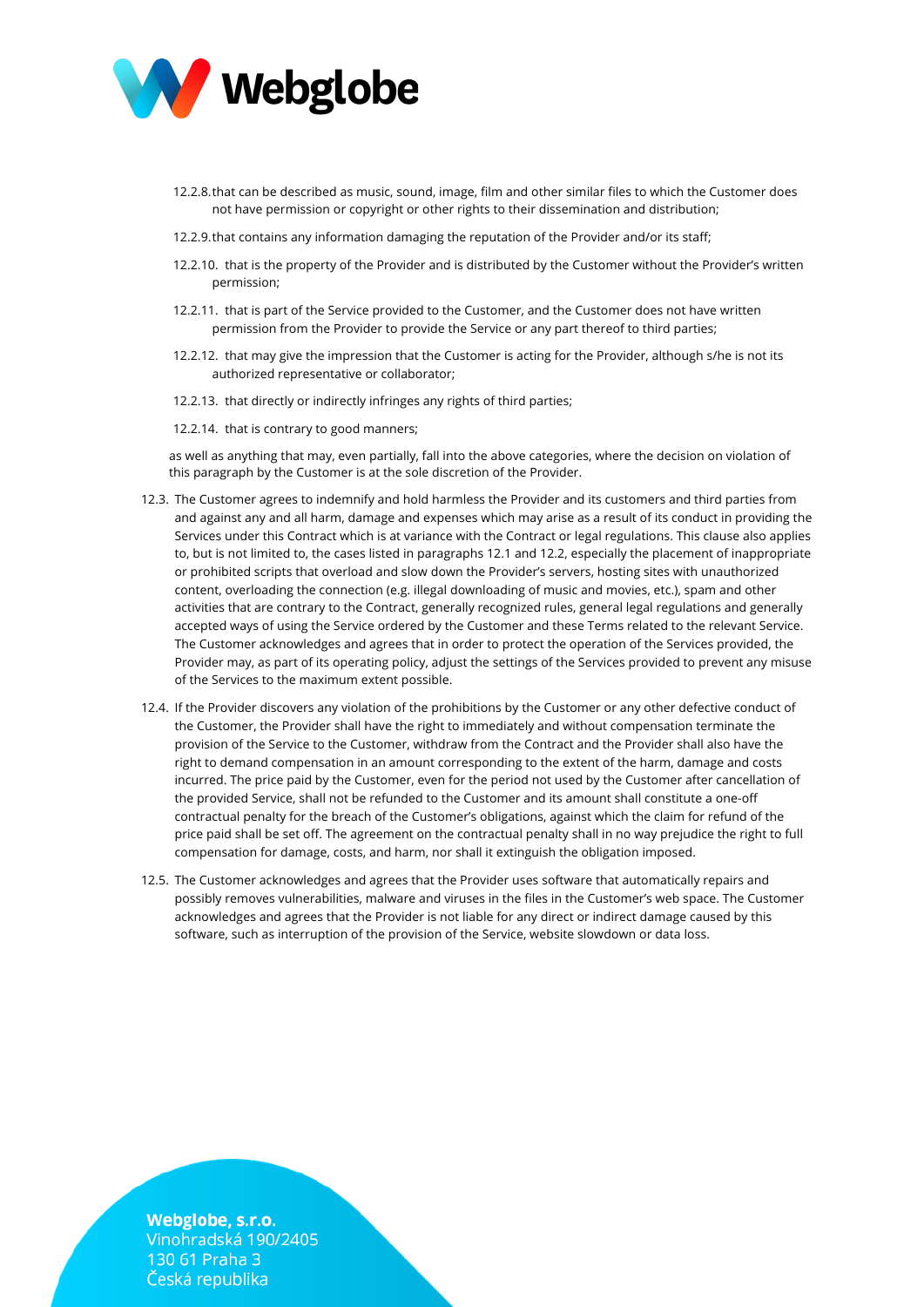12.2.8. that can be described as music, sound, image, film and other similar files to which the Customer does not have permission or copyright or other rights to their dissemination and distribution;

12.2.9. that contains any information damaging the reputation of the Provider and/or its staff;

12.2.10. that is the property of the Provider and is distributed by the Customer without the Provider's written permission;

12.2.11. that is part of the Service provided to the Customer, and the Customer does not have written permission from the Provider to provide the Service or any part thereof to third parties;

12.2.12. that may give the impression that the Customer is acting for the Provider, although s/he is not its authorized representative or collaborator;

12.2.13. that directly or indirectly infringes any rights of third parties;

12.2.14. that is contrary to good manners;

as well as anything that may, even partially, fall into the above categories, where the decision on violation of this paragraph by the Customer is at the sole discretion of the Provider.

12.3. The Customer agrees to indemnify and hold harmless the Provider and its customers and third parties from and against any and all harm, damage and expenses which may arise as a result of its conduct in providing the Services under this Contract which is at variance with the Contract or legal regulations. This clause also applies to, but is not limited to, the cases listed in paragraphs 12.1 and 12.2, especially the placement of inappropriate or prohibited scripts that overload and slow down the Provider's servers, hosting sites with unauthorized content, overloading the connection (e.g. illegal downloading of music and movies, etc.), spam and other activities that are contrary to the Contract, generally recognized rules, general legal regulations and generally accepted ways of using the Service ordered by the Customer and these Terms related to the relevant Service. The Customer acknowledges and agrees that in order to protect the operation of the Services provided, the Provider may, as part of its operating policy, adjust the settings of the Services provided to prevent any misuse of the Services to the maximum extent possible.

12.4. If the Provider discovers any violation of the prohibitions by the Customer or any other defective conduct of the Customer, the Provider shall have the right to immediately and without compensation terminate the provision of the Service to the Customer, withdraw from the Contract and the Provider shall also have the right to demand compensation in an amount corresponding to the extent of the harm, damage and costs incurred. The price paid by the Customer, even for the period not used by the Customer after cancellation of the provided Service, shall not be refunded to the Customer and its amount shall constitute a one-off contractual penalty for the breach of the Customer's obligations, against which the claim for refund of the price paid shall be set off. The agreement on the contractual penalty shall in no way prejudice the right to full compensation for damage, costs, and harm, nor shall it extinguish the obligation imposed.

12.5. The Customer acknowledges and agrees that the Provider uses software that automatically repairs and possibly removes vulnerabilities, malware and viruses in the files in the Customer's web space. The Customer acknowledges and agrees that the Provider is not liable for any direct or indirect damage caused by this software, such as interruption of the provision of the Service, website slowdown or data loss.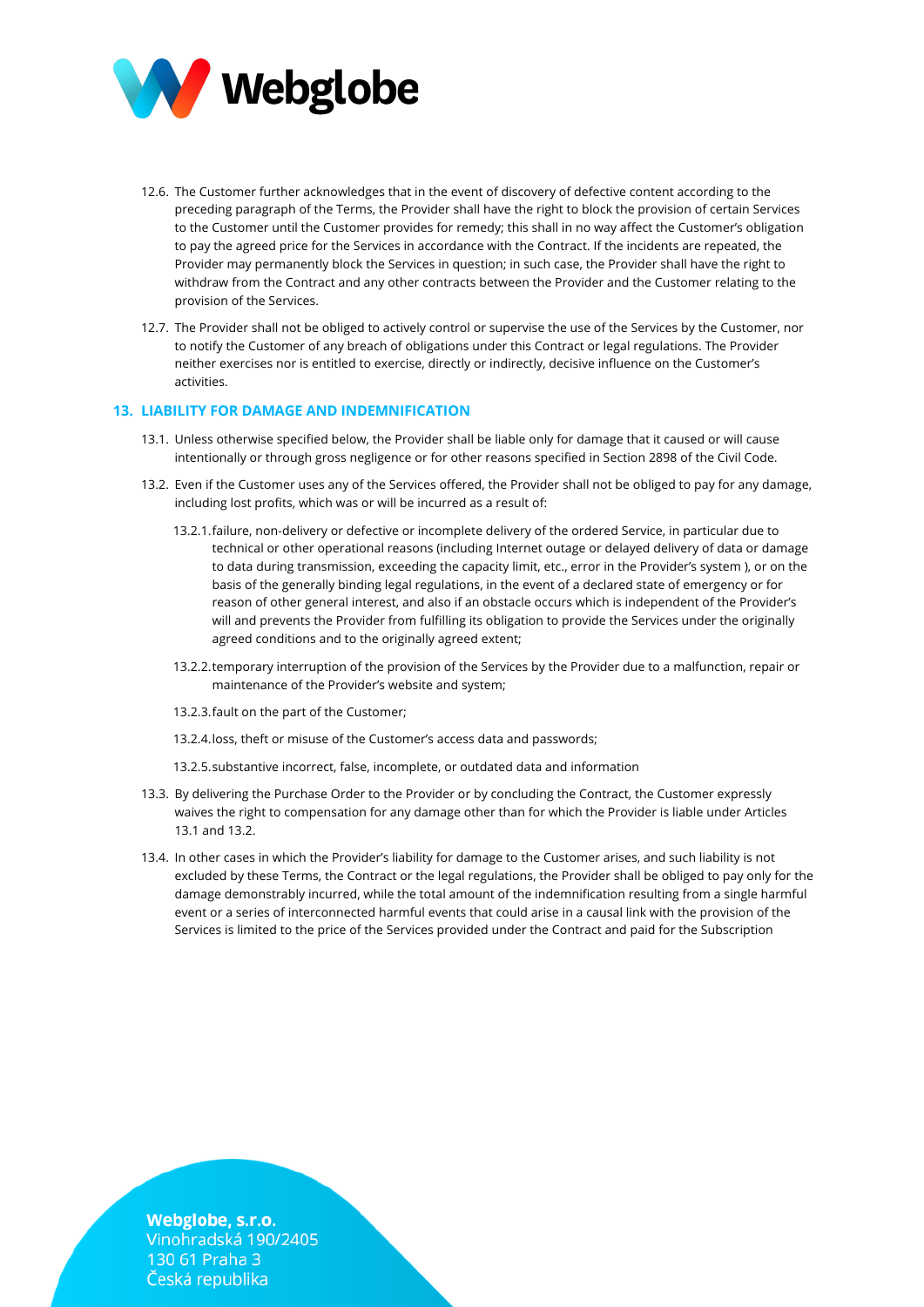12.6. The Customer further acknowledges that in the event of discovery of defective content according to the preceding paragraph of the Terms, the Provider shall have the right to block the provision of certain Services to the Customer until the Customer provides for remedy; this shall in no way affect the Customer's obligation to pay the agreed price for the Services in accordance with the Contract. If the incidents are repeated, the Provider may permanently block the Services in question; in such case, the Provider shall have the right to withdraw from the Contract and any other contracts between the Provider and the Customer relating to the provision of the Services.

12.7. The Provider shall not be obliged to actively control or supervise the use of the Services by the Customer, nor to notify the Customer of any breach of obligations under this Contract or legal regulations. The Provider neither exercises nor is entitled to exercise, directly or indirectly, decisive influence on the Customer's activities.

## 13. LIABILITY FOR DAMAGE AND INDEMNIFICATION

13.1. Unless otherwise specified below, the Provider shall be liable only for damage that it caused or will cause intentionally or through gross negligence or for other reasons specified in Section 2898 of the Civil Code.

13.2. Even if the Customer uses any of the Services offered, the Provider shall not be obliged to pay for any damage, including lost profits, which was or will be incurred as a result of:

13.2.1. failure, non-delivery or defective or incomplete delivery of the ordered Service, in particular due to technical or other operational reasons (including Internet outage or delayed delivery of data or damage to data during transmission, exceeding the capacity limit, etc., error in the Provider's system ), or on the basis of the generally binding legal regulations, in the event of a declared state of emergency or for reason of other general interest, and also if an obstacle occurs which is independent of the Provider's will and prevents the Provider from fulfilling its obligation to provide the Services under the originally agreed conditions and to the originally agreed extent;

13.2.2. temporary interruption of the provision of the Services by the Provider due to a malfunction, repair or maintenance of the Provider's website and system;

13.2.3. fault on the part of the Customer;

13.2.4. loss, theft or misuse of the Customer's access data and passwords;

13.2.5. substantive incorrect, false, incomplete, or outdated data and information

13.3. By delivering the Purchase Order to the Provider or by concluding the Contract, the Customer expressly waives the right to compensation for any damage other than for which the Provider is liable under Articles 13.1 and 13.2.

13.4. In other cases in which the Provider's liability for damage to the Customer arises, and such liability is not excluded by these Terms, the Contract or the legal regulations, the Provider shall be obliged to pay only for the damage demonstrably incurred, while the total amount of the indemnification resulting from a single harmful event or a series of interconnected harmful events that could arise in a causal link with the provision of the Services is limited to the price of the Services provided under the Contract and paid for the Subscription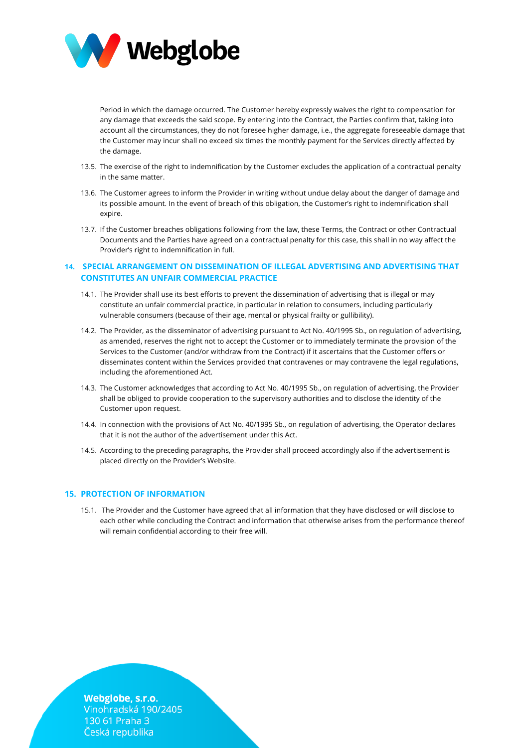Period in which the damage occurred. The Customer hereby expressly waives the right to compensation for any damage that exceeds the said scope. By entering into the Contract, the Parties confirm that, taking into account all the circumstances, they do not foresee higher damage, i.e., the aggregate foreseeable damage that the Customer may incur shall no exceed six times the monthly payment for the Services directly affected by the damage.

13.5. The exercise of the right to indemnification by the Customer excludes the application of a contractual penalty in the same matter.

13.6. The Customer agrees to inform the Provider in writing without undue delay about the danger of damage and its possible amount. In the event of breach of this obligation, the Customer's right to indemnification shall expire.

13.7. If the Customer breaches obligations following from the law, these Terms, the Contract or other Contractual Documents and the Parties have agreed on a contractual penalty for this case, this shall in no way affect the Provider's right to indemnification in full.

## 14. SPECIAL ARRANGEMENT ON DISSEMINATION OF ILLEGAL ADVERTISING AND ADVERTISING THAT CONSTITUTES AN UNFAIR COMMERCIAL PRACTICE

14.1. The Provider shall use its best efforts to prevent the dissemination of advertising that is illegal or may constitute an unfair commercial practice, in particular in relation to consumers, including particularly vulnerable consumers (because of their age, mental or physical frailty or gullibility).

14.2. The Provider, as the disseminator of advertising pursuant to Act No. 40/1995 Sb., on regulation of advertising, as amended, reserves the right not to accept the Customer or to immediately terminate the provision of the Services to the Customer (and/or withdraw from the Contract) if it ascertains that the Customer offers or disseminates content within the Services provided that contravenes or may contravene the legal regulations, including the aforementioned Act.

14.3. The Customer acknowledges that according to Act No. 40/1995 Sb., on regulation of advertising, the Provider shall be obliged to provide cooperation to the supervisory authorities and to disclose the identity of the Customer upon request.

14.4. In connection with the provisions of Act No. 40/1995 Sb., on regulation of advertising, the Operator declares that it is not the author of the advertisement under this Act.

14.5. According to the preceding paragraphs, the Provider shall proceed accordingly also if the advertisement is placed directly on the Provider's Website.

## 15. PROTECTION OF INFORMATION

15.1. The Provider and the Customer have agreed that all information that they have disclosed or will disclose to each other while concluding the Contract and information that otherwise arises from the performance thereof will remain confidential according to their free will.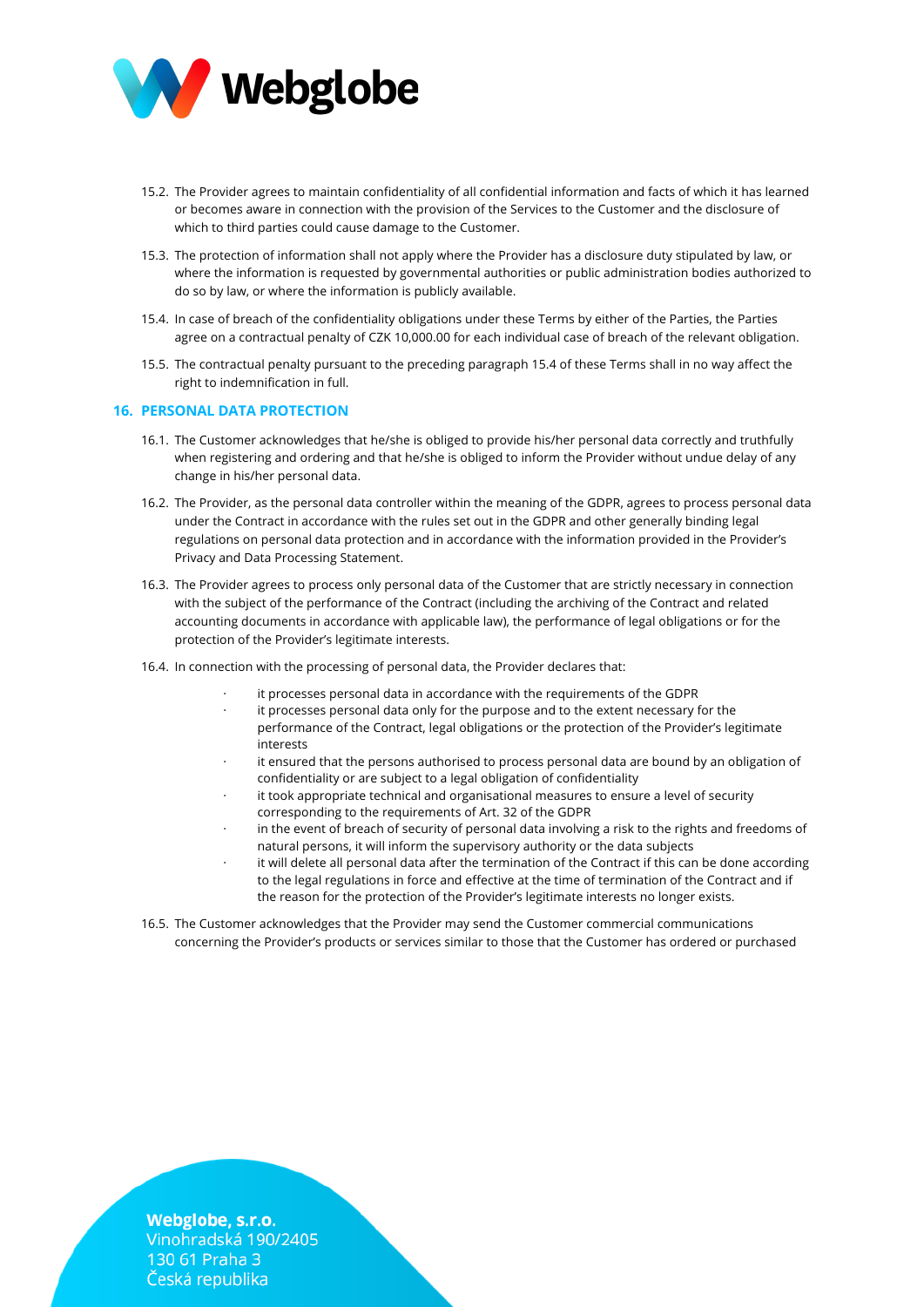15.2. The Provider agrees to maintain confidentiality of all confidential information and facts of which it has learned or becomes aware in connection with the provision of the Services to the Customer and the disclosure of which to third parties could cause damage to the Customer.

15.3. The protection of information shall not apply where the Provider has a disclosure duty stipulated by law, or where the information is requested by governmental authorities or public administration bodies authorized to do so by law, or where the information is publicly available.

15.4. In case of breach of the confidentiality obligations under these Terms by either of the Parties, the Parties agree on a contractual penalty of CZK 10,000.00 for each individual case of breach of the relevant obligation.

15.5. The contractual penalty pursuant to the preceding paragraph 15.4 of these Terms shall in no way affect the right to indemnification in full.

## 16. PERSONAL DATA PROTECTION

16.1. The Customer acknowledges that he/she is obliged to provide his/her personal data correctly and truthfully when registering and ordering and that he/she is obliged to inform the Provider without undue delay of any change in his/her personal data.

16.2. The Provider, as the personal data controller within the meaning of the GDPR, agrees to process personal data under the Contract in accordance with the rules set out in the GDPR and other generally binding legal regulations on personal data protection and in accordance with the information provided in the Provider's Privacy and Data Processing Statement.

16.3. The Provider agrees to process only personal data of the Customer that are strictly necessary in connection with the subject of the performance of the Contract (including the archiving of the Contract and related accounting documents in accordance with applicable law), the performance of legal obligations or for the protection of the Provider's legitimate interests.

16.4. In connection with the processing of personal data, the Provider declares that:

- it processes personal data in accordance with the requirements of the GDPR
- it processes personal data only for the purpose and to the extent necessary for the performance of the Contract, legal obligations or the protection of the Provider's legitimate interests
- it ensured that the persons authorised to process personal data are bound by an obligation of confidentiality or are subject to a legal obligation of confidentiality
- it took appropriate technical and organisational measures to ensure a level of security corresponding to the requirements of Art. 32 of the GDPR
- in the event of breach of security of personal data involving a risk to the rights and freedoms of natural persons, it will inform the supervisory authority or the data subjects
- it will delete all personal data after the termination of the Contract if this can be done according to the legal regulations in force and effective at the time of termination of the Contract and if the reason for the protection of the Provider's legitimate interests no longer exists.

16.5. The Customer acknowledges that the Provider may send the Customer commercial communications concerning the Provider's products or services similar to those that the Customer has ordered or purchased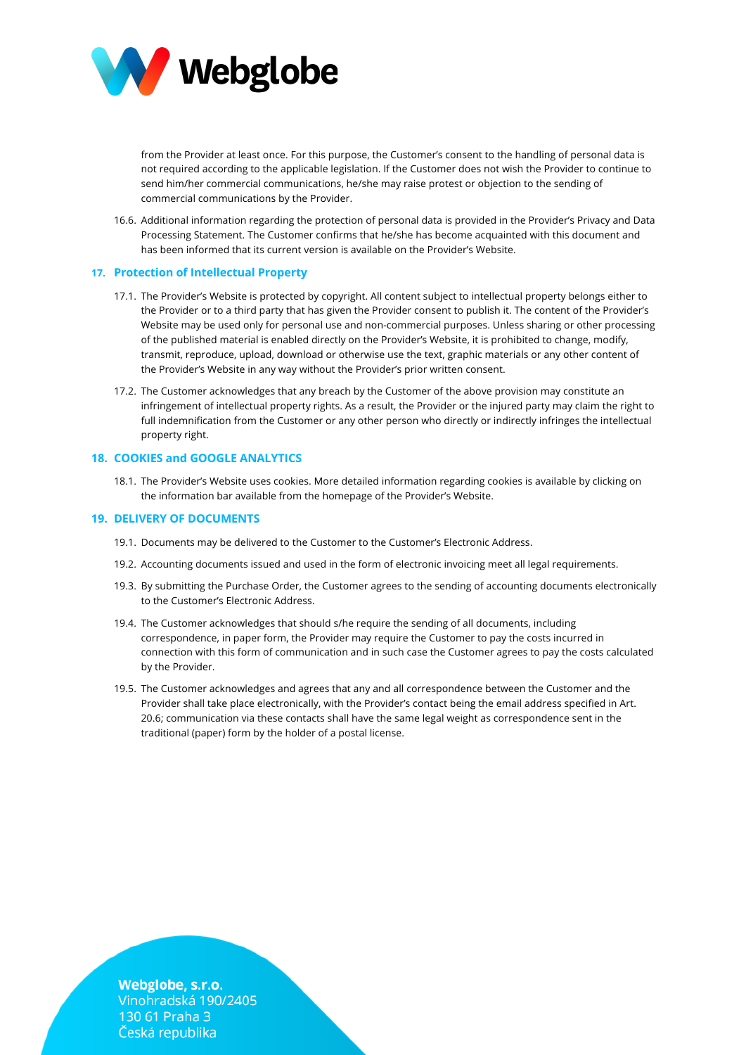from the Provider at least once. For this purpose, the Customer's consent to the handling of personal data is not required according to the applicable legislation. If the Customer does not wish the Provider to continue to send him/her commercial communications, he/she may raise protest or objection to the sending of commercial communications by the Provider.

16.6. Additional information regarding the protection of personal data is provided in the Provider's Privacy and Data Processing Statement. The Customer confirms that he/she has become acquainted with this document and has been informed that its current version is available on the Provider's Website.

## 17. Protection of Intellectual Property

17.1. The Provider's Website is protected by copyright. All content subject to intellectual property belongs either to the Provider or to a third party that has given the Provider consent to publish it. The content of the Provider's Website may be used only for personal use and non-commercial purposes. Unless sharing or other processing of the published material is enabled directly on the Provider's Website, it is prohibited to change, modify, transmit, reproduce, upload, download or otherwise use the text, graphic materials or any other content of the Provider's Website in any way without the Provider's prior written consent.

17.2. The Customer acknowledges that any breach by the Customer of the above provision may constitute an infringement of intellectual property rights. As a result, the Provider or the injured party may claim the right to full indemnification from the Customer or any other person who directly or indirectly infringes the intellectual property right.

## 18. COOKIES and GOOGLE ANALYTICS

18.1. The Provider's Website uses cookies. More detailed information regarding cookies is available by clicking on the information bar available from the homepage of the Provider's Website.

## 19. DELIVERY OF DOCUMENTS

19.1. Documents may be delivered to the Customer to the Customer's Electronic Address.

19.2. Accounting documents issued and used in the form of electronic invoicing meet all legal requirements.

19.3. By submitting the Purchase Order, the Customer agrees to the sending of accounting documents electronically to the Customer's Electronic Address.

19.4. The Customer acknowledges that should s/he require the sending of all documents, including correspondence, in paper form, the Provider may require the Customer to pay the costs incurred in connection with this form of communication and in such case the Customer agrees to pay the costs calculated by the Provider.

19.5. The Customer acknowledges and agrees that any and all correspondence between the Customer and the Provider shall take place electronically, with the Provider's contact being the email address specified in Art. 20.6; communication via these contacts shall have the same legal weight as correspondence sent in the traditional (paper) form by the holder of a postal license.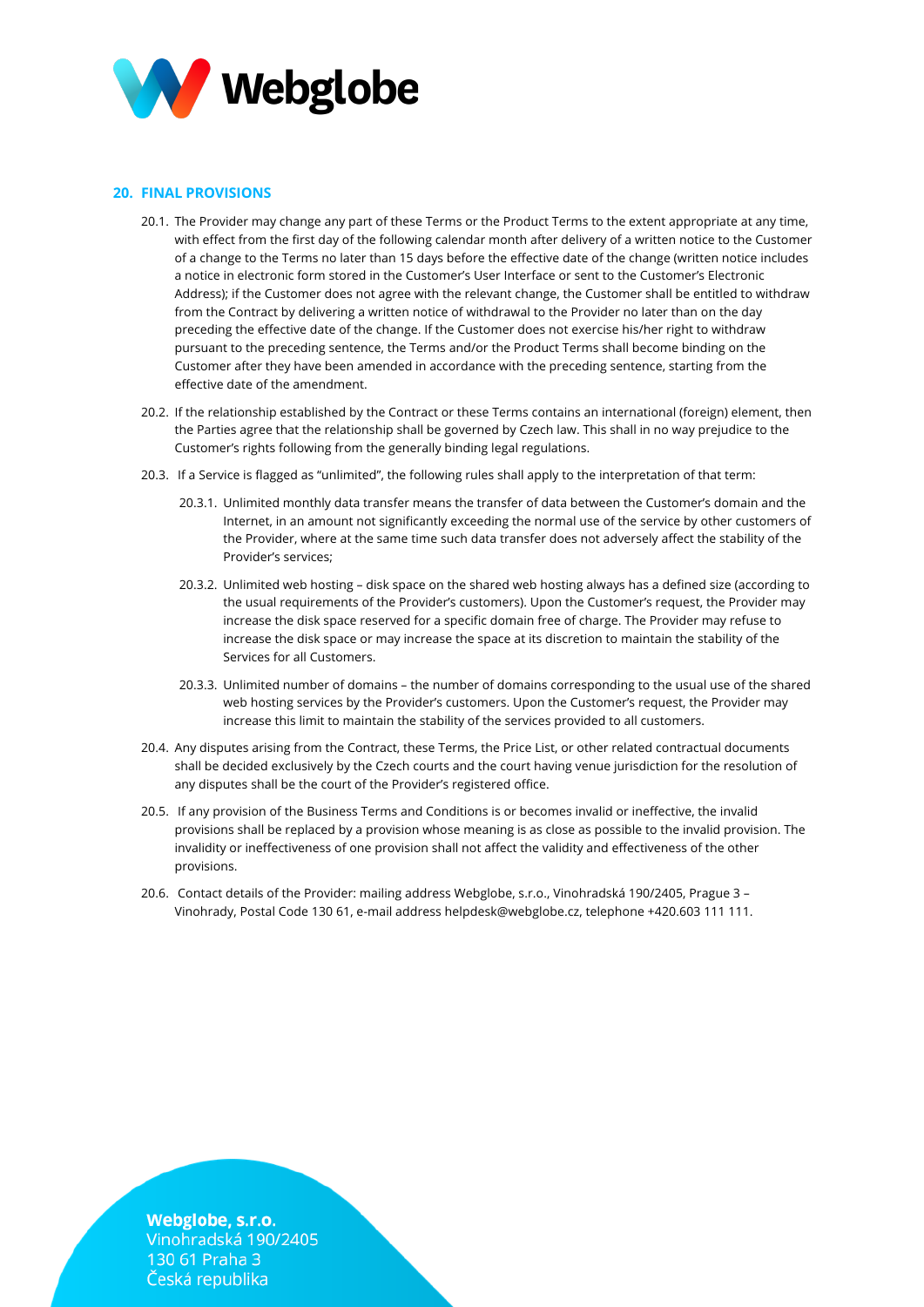## 20. FINAL PROVISIONS

20.1. The Provider may change any part of these Terms or the Product Terms to the extent appropriate at any time, with effect from the first day of the following calendar month after delivery of a written notice to the Customer of a change to the Terms no later than 15 days before the effective date of the change (written notice includes a notice in electronic form stored in the Customer's User Interface or sent to the Customer's Electronic Address); if the Customer does not agree with the relevant change, the Customer shall be entitled to withdraw from the Contract by delivering a written notice of withdrawal to the Provider no later than on the day preceding the effective date of the change. If the Customer does not exercise his/her right to withdraw pursuant to the preceding sentence, the Terms and/or the Product Terms shall become binding on the Customer after they have been amended in accordance with the preceding sentence, starting from the effective date of the amendment.

20.2. If the relationship established by the Contract or these Terms contains an international (foreign) element, then the Parties agree that the relationship shall be governed by Czech law. This shall in no way prejudice to the Customer's rights following from the generally binding legal regulations.

20.3. If a Service is flagged as "unlimited", the following rules shall apply to the interpretation of that term:

20.3.1. Unlimited monthly data transfer means the transfer of data between the Customer's domain and the Internet, in an amount not significantly exceeding the normal use of the service by other customers of the Provider, where at the same time such data transfer does not adversely affect the stability of the Provider's services;

20.3.2. Unlimited web hosting – disk space on the shared web hosting always has a defined size (according to the usual requirements of the Provider's customers). Upon the Customer's request, the Provider may increase the disk space reserved for a specific domain free of charge. The Provider may refuse to increase the disk space or may increase the space at its discretion to maintain the stability of the Services for all Customers.

20.3.3. Unlimited number of domains – the number of domains corresponding to the usual use of the shared web hosting services by the Provider's customers. Upon the Customer's request, the Provider may increase this limit to maintain the stability of the services provided to all customers.

20.4. Any disputes arising from the Contract, these Terms, the Price List, or other related contractual documents shall be decided exclusively by the Czech courts and the court having venue jurisdiction for the resolution of any disputes shall be the court of the Provider's registered office.

20.5. If any provision of the Business Terms and Conditions is or becomes invalid or ineffective, the invalid provisions shall be replaced by a provision whose meaning is as close as possible to the invalid provision. The invalidity or ineffectiveness of one provision shall not affect the validity and effectiveness of the other provisions.

20.6. Contact details of the Provider: mailing address Webglobe, s.r.o., Vinohradská 190/2405, Prague 3 – Vinohrady, Postal Code 130 61, e-mail address helpdesk@webglobe.cz, telephone +420.603 111 111.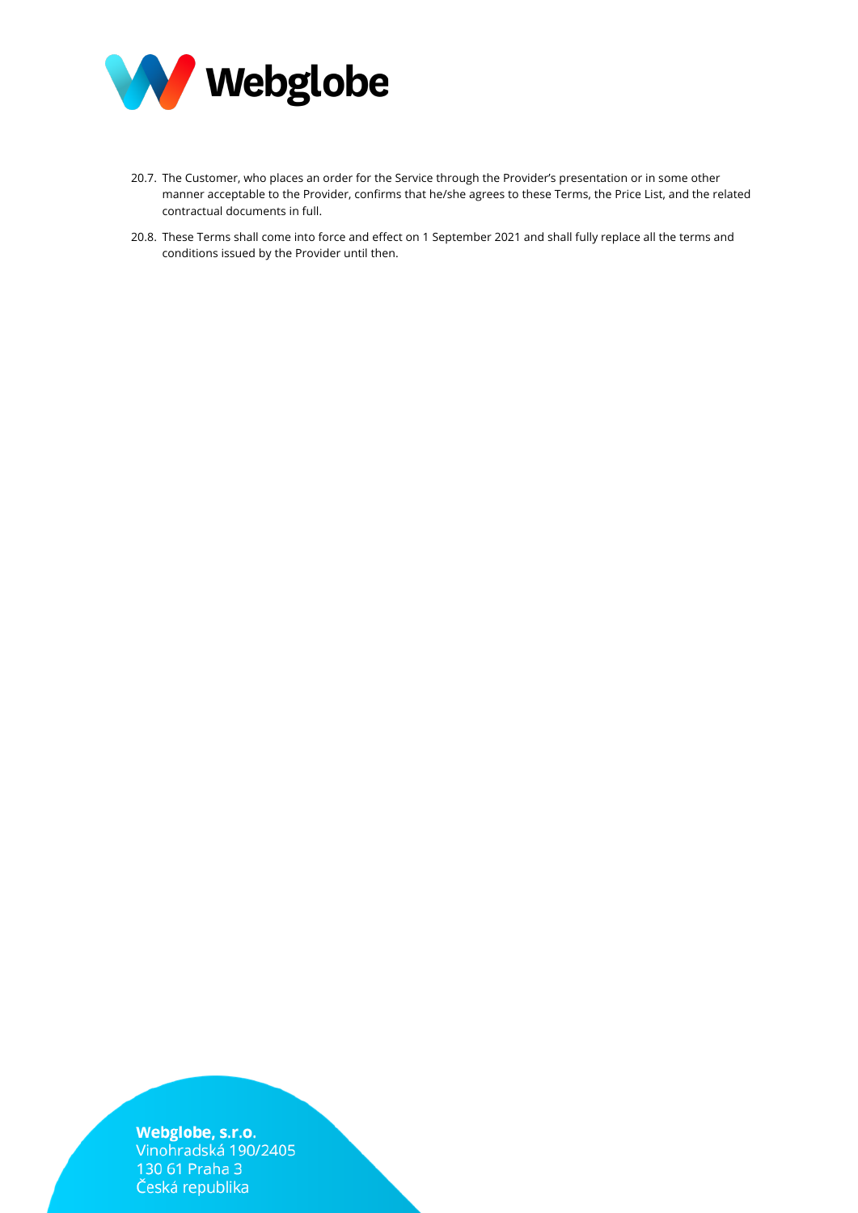20.7. The Customer, who places an order for the Service through the Provider's presentation or in some other manner acceptable to the Provider, confirms that he/she agrees to these Terms, the Price List, and the related contractual documents in full.

20.8. These Terms shall come into force and effect on 1 September 2021 and shall fully replace all the terms and conditions issued by the Provider until then.